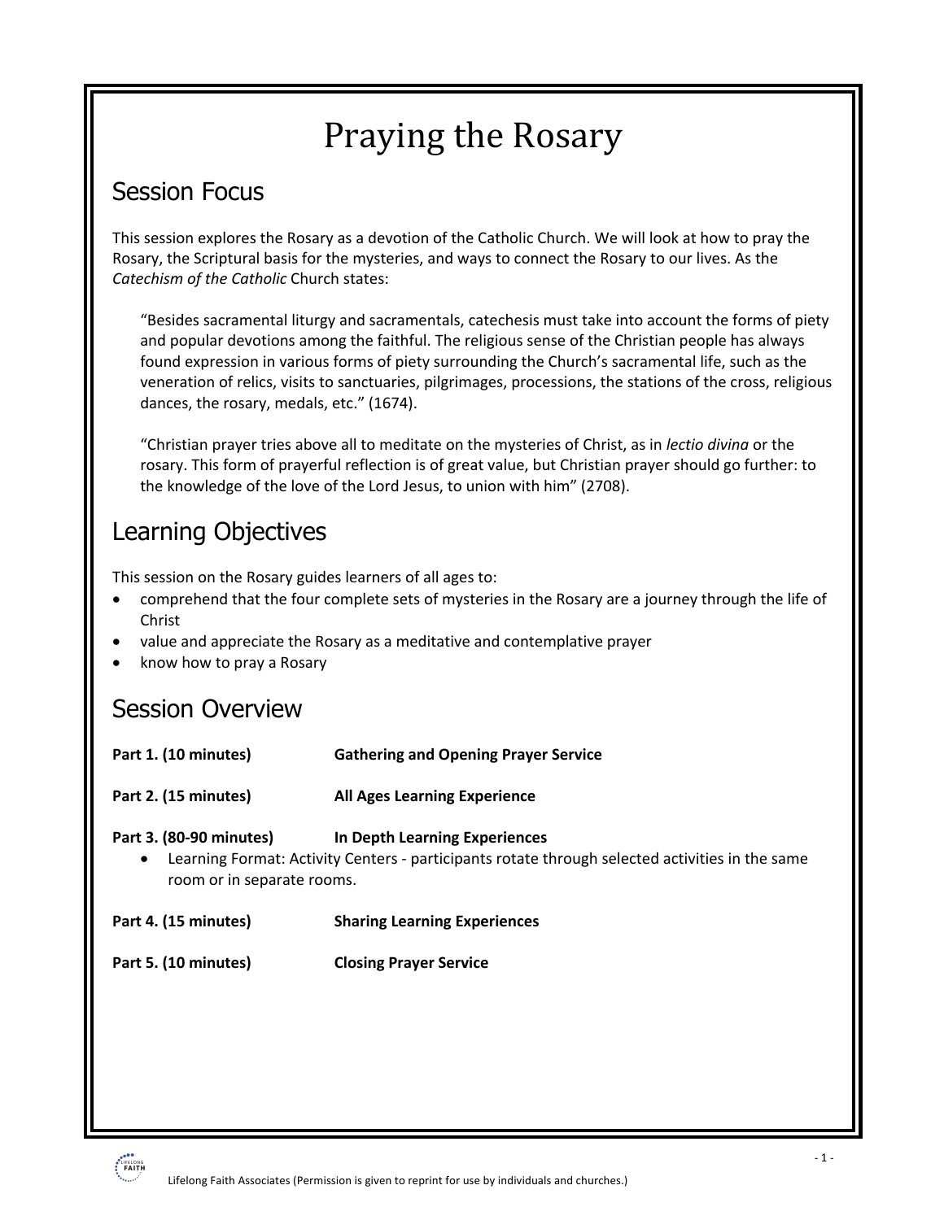# Praying the Rosary

## Session Focus

This session explores the Rosary as a devotion of the Catholic Church. We will look at how to pray the Rosary, the Scriptural basis for the mysteries, and ways to connect the Rosary to our lives. As the *Catechism of the Catholic* Church states:

> "Besides sacramental liturgy and sacramentals, catechesis must take into account the forms of piety and popular devotions among the faithful. The religious sense of the Christian people has always found expression in various forms of piety surrounding the Church's sacramental life, such as the veneration of relics, visits to sanctuaries, pilgrimages, processions, the stations of the cross, religious dances, the rosary, medals, etc." (1674).
>
> "Christian prayer tries above all to meditate on the mysteries of Christ, as in *lectio divina* or the rosary. This form of prayerful reflection is of great value, but Christian prayer should go further: to the knowledge of the love of the Lord Jesus, to union with him" (2708).

## Learning Objectives

This session on the Rosary guides learners of all ages to:

- comprehend that the four complete sets of mysteries in the Rosary are a journey through the life of Christ
- value and appreciate the Rosary as a meditative and contemplative prayer
- know how to pray a Rosary

## Session Overview

**Part 1. (10 minutes)** **Gathering and Opening Prayer Service**

**Part 2. (15 minutes)** **All Ages Learning Experience**

**Part 3. (80-90 minutes)** **In Depth Learning Experiences**

- Learning Format: Activity Centers - participants rotate through selected activities in the same room or in separate rooms.

**Part 4. (15 minutes)** **Sharing Learning Experiences**

**Part 5. (10 minutes)** **Closing Prayer Service**

Lifelong Faith Associates (Permission is given to reprint for use by individuals and churches.)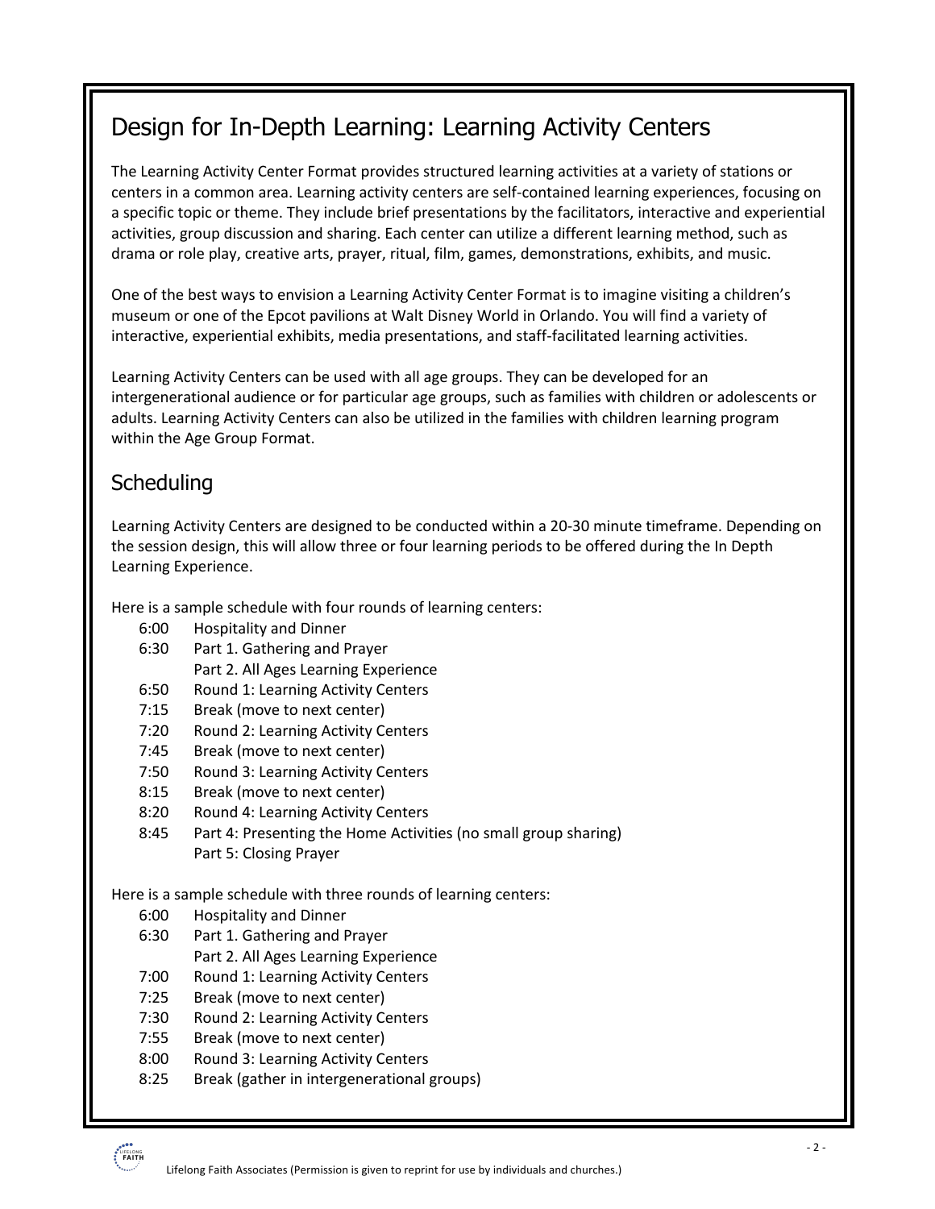# Design for In-Depth Learning: Learning Activity Centers

The Learning Activity Center Format provides structured learning activities at a variety of stations or centers in a common area. Learning activity centers are self-contained learning experiences, focusing on a specific topic or theme. They include brief presentations by the facilitators, interactive and experiential activities, group discussion and sharing. Each center can utilize a different learning method, such as drama or role play, creative arts, prayer, ritual, film, games, demonstrations, exhibits, and music.

One of the best ways to envision a Learning Activity Center Format is to imagine visiting a children's museum or one of the Epcot pavilions at Walt Disney World in Orlando. You will find a variety of interactive, experiential exhibits, media presentations, and staff-facilitated learning activities.

Learning Activity Centers can be used with all age groups. They can be developed for an intergenerational audience or for particular age groups, such as families with children or adolescents or adults. Learning Activity Centers can also be utilized in the families with children learning program within the Age Group Format.

## Scheduling

Learning Activity Centers are designed to be conducted within a 20-30 minute timeframe. Depending on the session design, this will allow three or four learning periods to be offered during the In Depth Learning Experience.

Here is a sample schedule with four rounds of learning centers:

- 6:00 Hospitality and Dinner
- 6:30 Part 1. Gathering and Prayer
  Part 2. All Ages Learning Experience
- 6:50 Round 1: Learning Activity Centers
- 7:15 Break (move to next center)
- 7:20 Round 2: Learning Activity Centers
- 7:45 Break (move to next center)
- 7:50 Round 3: Learning Activity Centers
- 8:15 Break (move to next center)
- 8:20 Round 4: Learning Activity Centers
- 8:45 Part 4: Presenting the Home Activities (no small group sharing)
  Part 5: Closing Prayer

Here is a sample schedule with three rounds of learning centers:

- 6:00 Hospitality and Dinner
- 6:30 Part 1. Gathering and Prayer
  Part 2. All Ages Learning Experience
- 7:00 Round 1: Learning Activity Centers
- 7:25 Break (move to next center)
- 7:30 Round 2: Learning Activity Centers
- 7:55 Break (move to next center)
- 8:00 Round 3: Learning Activity Centers
- 8:25 Break (gather in intergenerational groups)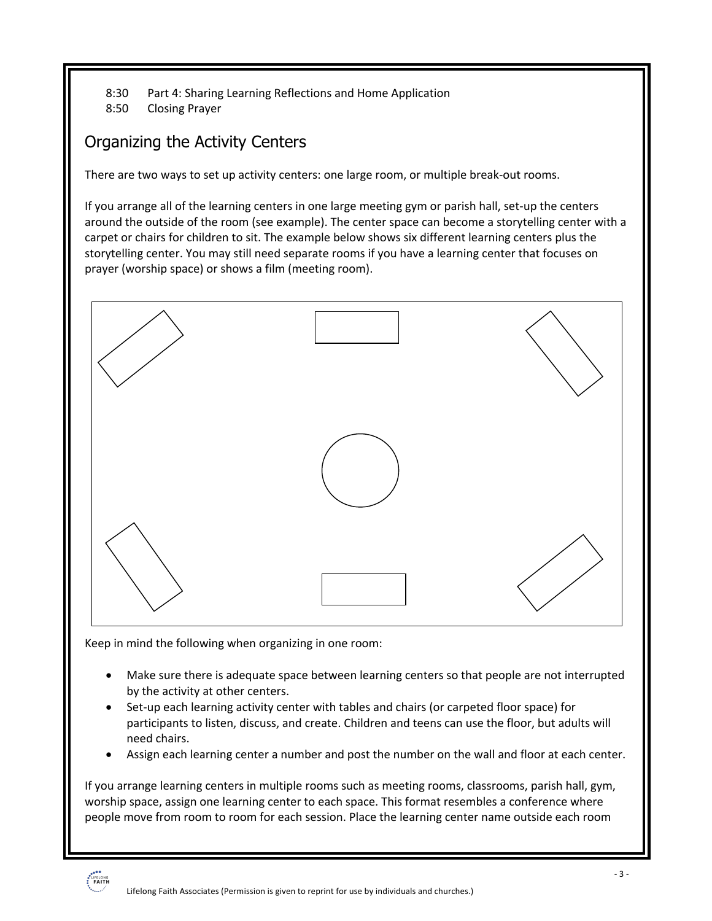8:30 Part 4: Sharing Learning Reflections and Home Application
8:50 Closing Prayer

## Organizing the Activity Centers

There are two ways to set up activity centers: one large room, or multiple break-out rooms.

If you arrange all of the learning centers in one large meeting gym or parish hall, set-up the centers around the outside of the room (see example). The center space can become a storytelling center with a carpet or chairs for children to sit. The example below shows six different learning centers plus the storytelling center. You may still need separate rooms if you have a learning center that focuses on prayer (worship space) or shows a film (meeting room).

Keep in mind the following when organizing in one room:

- Make sure there is adequate space between learning centers so that people are not interrupted by the activity at other centers.
- Set-up each learning activity center with tables and chairs (or carpeted floor space) for participants to listen, discuss, and create. Children and teens can use the floor, but adults will need chairs.
- Assign each learning center a number and post the number on the wall and floor at each center.

If you arrange learning centers in multiple rooms such as meeting rooms, classrooms, parish hall, gym, worship space, assign one learning center to each space. This format resembles a conference where people move from room to room for each session. Place the learning center name outside each room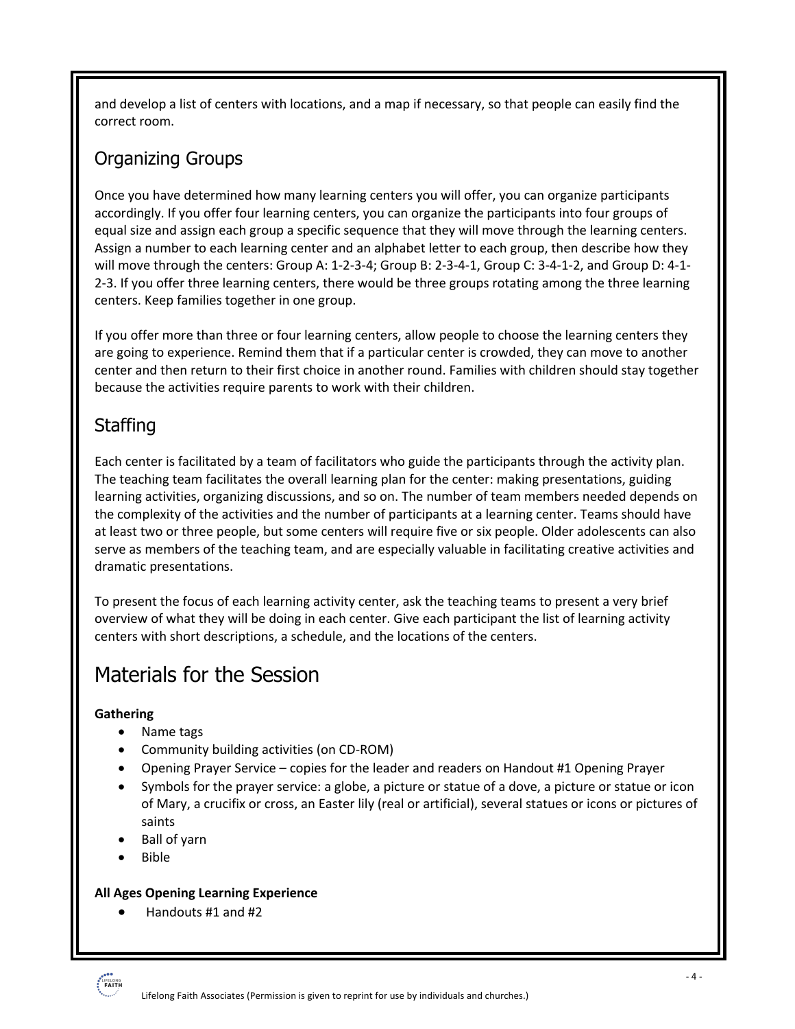and develop a list of centers with locations, and a map if necessary, so that people can easily find the correct room.

## Organizing Groups

Once you have determined how many learning centers you will offer, you can organize participants accordingly. If you offer four learning centers, you can organize the participants into four groups of equal size and assign each group a specific sequence that they will move through the learning centers. Assign a number to each learning center and an alphabet letter to each group, then describe how they will move through the centers: Group A: 1-2-3-4; Group B: 2-3-4-1, Group C: 3-4-1-2, and Group D: 4-1-2-3. If you offer three learning centers, there would be three groups rotating among the three learning centers. Keep families together in one group.

If you offer more than three or four learning centers, allow people to choose the learning centers they are going to experience. Remind them that if a particular center is crowded, they can move to another center and then return to their first choice in another round. Families with children should stay together because the activities require parents to work with their children.

## Staffing

Each center is facilitated by a team of facilitators who guide the participants through the activity plan. The teaching team facilitates the overall learning plan for the center: making presentations, guiding learning activities, organizing discussions, and so on. The number of team members needed depends on the complexity of the activities and the number of participants at a learning center. Teams should have at least two or three people, but some centers will require five or six people. Older adolescents can also serve as members of the teaching team, and are especially valuable in facilitating creative activities and dramatic presentations.

To present the focus of each learning activity center, ask the teaching teams to present a very brief overview of what they will be doing in each center. Give each participant the list of learning activity centers with short descriptions, a schedule, and the locations of the centers.

# Materials for the Session

**Gathering**

- Name tags
- Community building activities (on CD-ROM)
- Opening Prayer Service – copies for the leader and readers on Handout #1 Opening Prayer
- Symbols for the prayer service: a globe, a picture or statue of a dove, a picture or statue or icon of Mary, a crucifix or cross, an Easter lily (real or artificial), several statues or icons or pictures of saints
- Ball of yarn
- Bible

**All Ages Opening Learning Experience**

- Handouts #1 and #2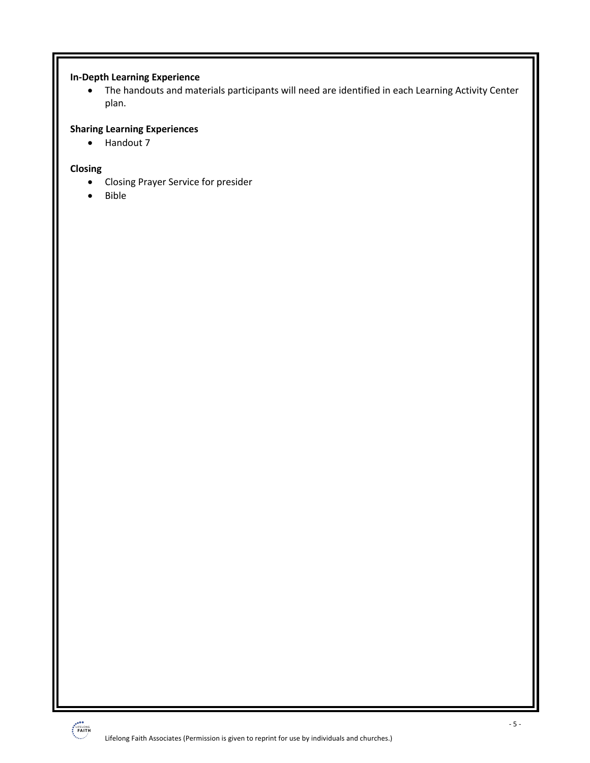**In-Depth Learning Experience**

- The handouts and materials participants will need are identified in each Learning Activity Center plan.

**Sharing Learning Experiences**

- Handout 7

**Closing**

- Closing Prayer Service for presider
- Bible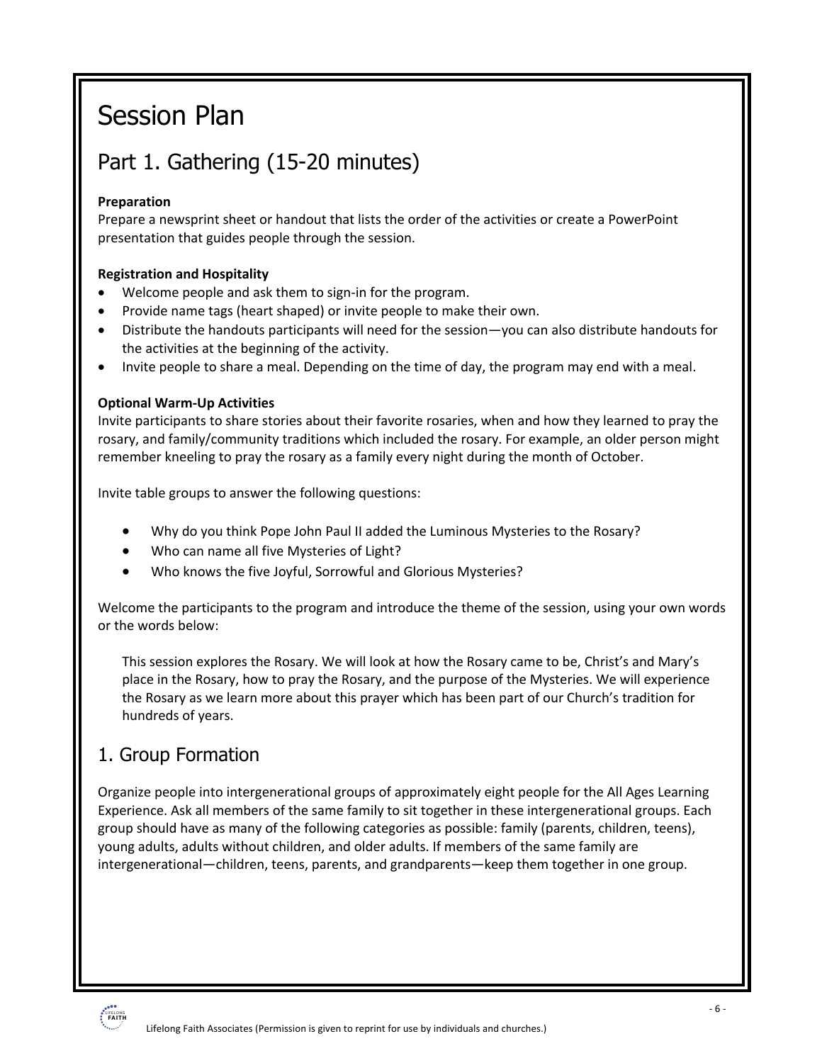# Session Plan

## Part 1. Gathering (15-20 minutes)

**Preparation**

Prepare a newsprint sheet or handout that lists the order of the activities or create a PowerPoint presentation that guides people through the session.

**Registration and Hospitality**

- Welcome people and ask them to sign-in for the program.
- Provide name tags (heart shaped) or invite people to make their own.
- Distribute the handouts participants will need for the session—you can also distribute handouts for the activities at the beginning of the activity.
- Invite people to share a meal. Depending on the time of day, the program may end with a meal.

**Optional Warm-Up Activities**

Invite participants to share stories about their favorite rosaries, when and how they learned to pray the rosary, and family/community traditions which included the rosary. For example, an older person might remember kneeling to pray the rosary as a family every night during the month of October.

Invite table groups to answer the following questions:

- Why do you think Pope John Paul II added the Luminous Mysteries to the Rosary?
- Who can name all five Mysteries of Light?
- Who knows the five Joyful, Sorrowful and Glorious Mysteries?

Welcome the participants to the program and introduce the theme of the session, using your own words or the words below:

> This session explores the Rosary. We will look at how the Rosary came to be, Christ's and Mary's place in the Rosary, how to pray the Rosary, and the purpose of the Mysteries. We will experience the Rosary as we learn more about this prayer which has been part of our Church's tradition for hundreds of years.

## 1. Group Formation

Organize people into intergenerational groups of approximately eight people for the All Ages Learning Experience. Ask all members of the same family to sit together in these intergenerational groups. Each group should have as many of the following categories as possible: family (parents, children, teens), young adults, adults without children, and older adults. If members of the same family are intergenerational—children, teens, parents, and grandparents—keep them together in one group.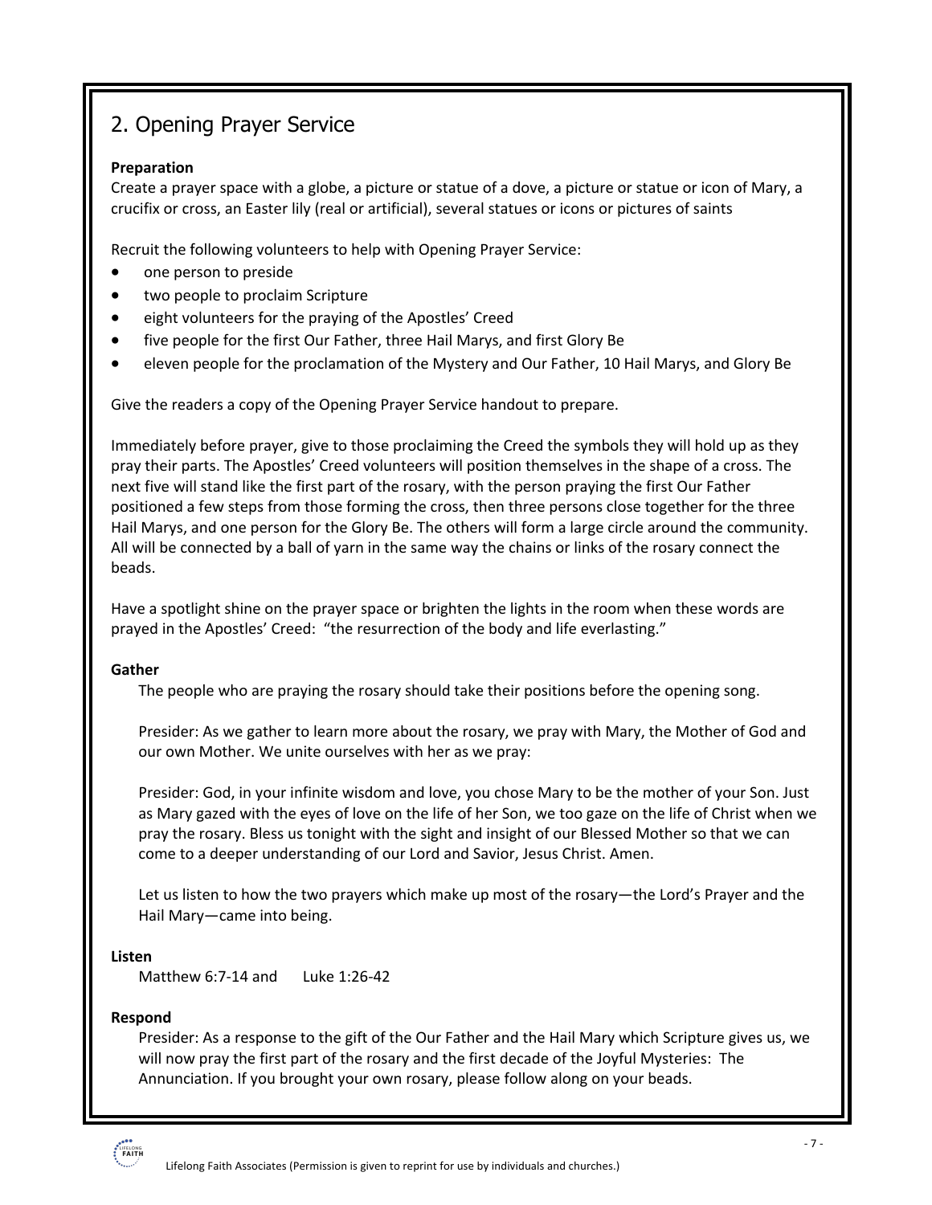## 2. Opening Prayer Service

**Preparation**

Create a prayer space with a globe, a picture or statue of a dove, a picture or statue or icon of Mary, a crucifix or cross, an Easter lily (real or artificial), several statues or icons or pictures of saints

Recruit the following volunteers to help with Opening Prayer Service:

- one person to preside
- two people to proclaim Scripture
- eight volunteers for the praying of the Apostles' Creed
- five people for the first Our Father, three Hail Marys, and first Glory Be
- eleven people for the proclamation of the Mystery and Our Father, 10 Hail Marys, and Glory Be

Give the readers a copy of the Opening Prayer Service handout to prepare.

Immediately before prayer, give to those proclaiming the Creed the symbols they will hold up as they pray their parts. The Apostles' Creed volunteers will position themselves in the shape of a cross. The next five will stand like the first part of the rosary, with the person praying the first Our Father positioned a few steps from those forming the cross, then three persons close together for the three Hail Marys, and one person for the Glory Be. The others will form a large circle around the community. All will be connected by a ball of yarn in the same way the chains or links of the rosary connect the beads.

Have a spotlight shine on the prayer space or brighten the lights in the room when these words are prayed in the Apostles' Creed: "the resurrection of the body and life everlasting."

**Gather**

The people who are praying the rosary should take their positions before the opening song.

Presider: As we gather to learn more about the rosary, we pray with Mary, the Mother of God and our own Mother. We unite ourselves with her as we pray:

Presider: God, in your infinite wisdom and love, you chose Mary to be the mother of your Son. Just as Mary gazed with the eyes of love on the life of her Son, we too gaze on the life of Christ when we pray the rosary. Bless us tonight with the sight and insight of our Blessed Mother so that we can come to a deeper understanding of our Lord and Savior, Jesus Christ. Amen.

Let us listen to how the two prayers which make up most of the rosary—the Lord's Prayer and the Hail Mary—came into being.

**Listen**

Matthew 6:7-14 and Luke 1:26-42

**Respond**

Presider: As a response to the gift of the Our Father and the Hail Mary which Scripture gives us, we will now pray the first part of the rosary and the first decade of the Joyful Mysteries: The Annunciation. If you brought your own rosary, please follow along on your beads.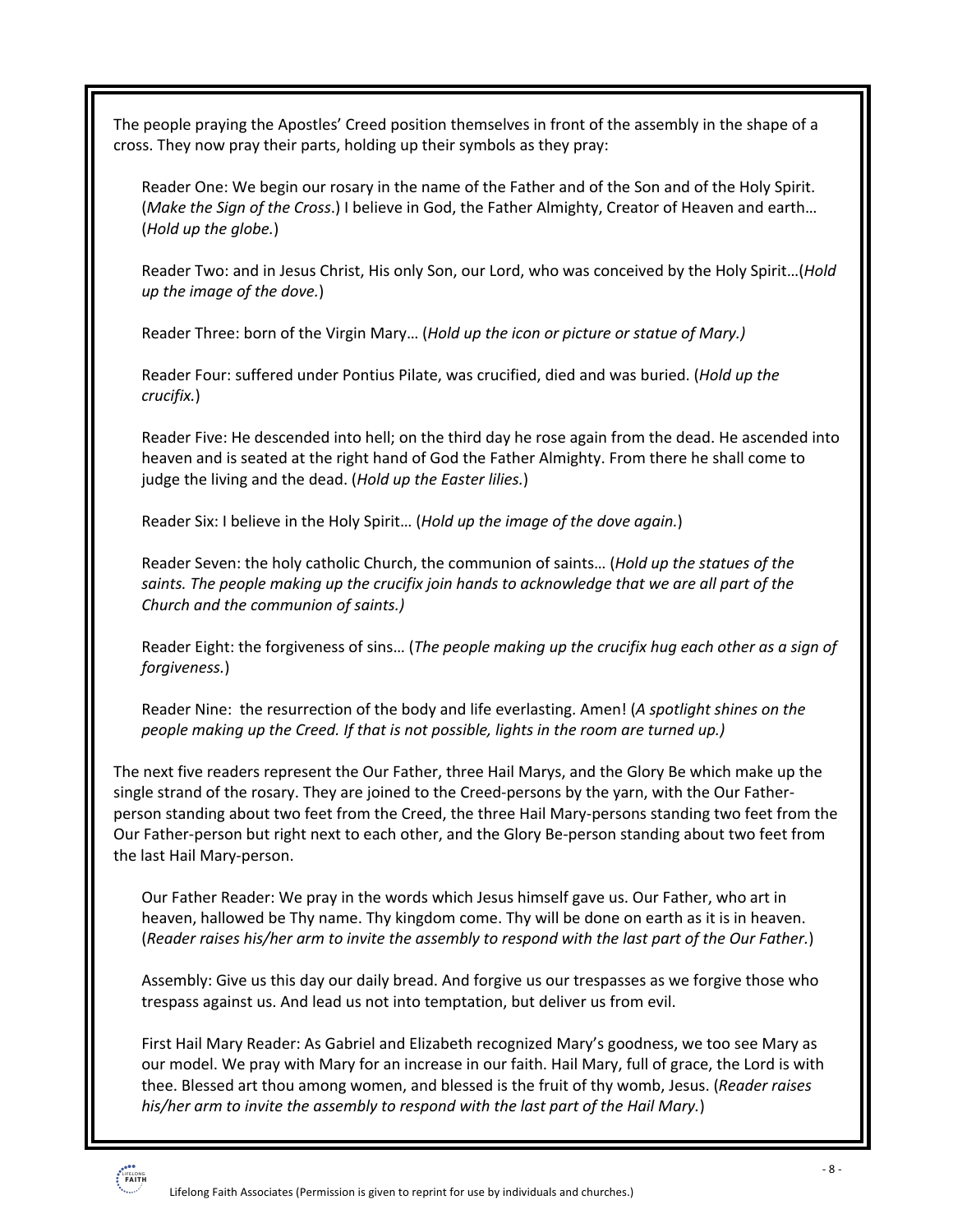The people praying the Apostles' Creed position themselves in front of the assembly in the shape of a cross. They now pray their parts, holding up their symbols as they pray:

Reader One: We begin our rosary in the name of the Father and of the Son and of the Holy Spirit. (*Make the Sign of the Cross*.) I believe in God, the Father Almighty, Creator of Heaven and earth… (*Hold up the globe.*)

Reader Two: and in Jesus Christ, His only Son, our Lord, who was conceived by the Holy Spirit…(*Hold up the image of the dove.*)

Reader Three: born of the Virgin Mary… (*Hold up the icon or picture or statue of Mary.)*

Reader Four: suffered under Pontius Pilate, was crucified, died and was buried. (*Hold up the crucifix.*)

Reader Five: He descended into hell; on the third day he rose again from the dead. He ascended into heaven and is seated at the right hand of God the Father Almighty. From there he shall come to judge the living and the dead. (*Hold up the Easter lilies.*)

Reader Six: I believe in the Holy Spirit… (*Hold up the image of the dove again.*)

Reader Seven: the holy catholic Church, the communion of saints… (*Hold up the statues of the saints. The people making up the crucifix join hands to acknowledge that we are all part of the Church and the communion of saints.)*

Reader Eight: the forgiveness of sins… (*The people making up the crucifix hug each other as a sign of forgiveness.*)

Reader Nine: the resurrection of the body and life everlasting. Amen! (*A spotlight shines on the people making up the Creed. If that is not possible, lights in the room are turned up.)*

The next five readers represent the Our Father, three Hail Marys, and the Glory Be which make up the single strand of the rosary. They are joined to the Creed-persons by the yarn, with the Our Father-person standing about two feet from the Creed, the three Hail Mary-persons standing two feet from the Our Father-person but right next to each other, and the Glory Be-person standing about two feet from the last Hail Mary-person.

Our Father Reader: We pray in the words which Jesus himself gave us. Our Father, who art in heaven, hallowed be Thy name. Thy kingdom come. Thy will be done on earth as it is in heaven. (*Reader raises his/her arm to invite the assembly to respond with the last part of the Our Father.*)

Assembly: Give us this day our daily bread. And forgive us our trespasses as we forgive those who trespass against us. And lead us not into temptation, but deliver us from evil.

First Hail Mary Reader: As Gabriel and Elizabeth recognized Mary's goodness, we too see Mary as our model. We pray with Mary for an increase in our faith. Hail Mary, full of grace, the Lord is with thee. Blessed art thou among women, and blessed is the fruit of thy womb, Jesus. (*Reader raises his/her arm to invite the assembly to respond with the last part of the Hail Mary.*)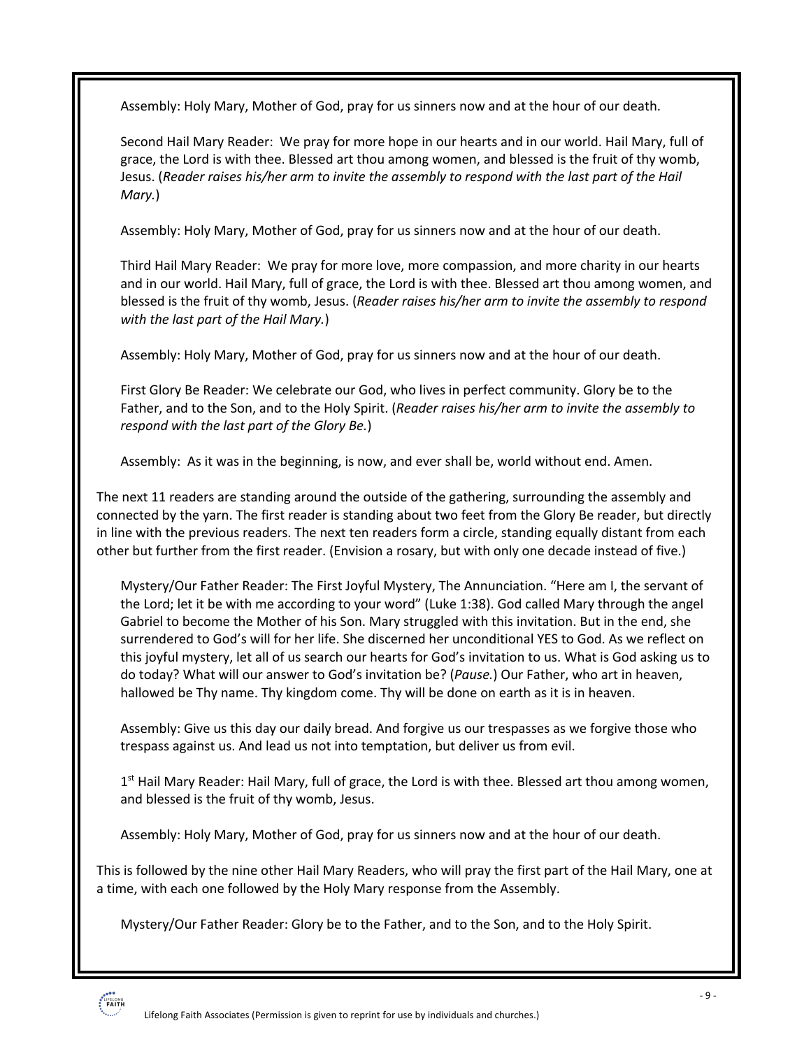Assembly: Holy Mary, Mother of God, pray for us sinners now and at the hour of our death.

Second Hail Mary Reader: We pray for more hope in our hearts and in our world. Hail Mary, full of grace, the Lord is with thee. Blessed art thou among women, and blessed is the fruit of thy womb, Jesus. (*Reader raises his/her arm to invite the assembly to respond with the last part of the Hail Mary.*)

Assembly: Holy Mary, Mother of God, pray for us sinners now and at the hour of our death.

Third Hail Mary Reader: We pray for more love, more compassion, and more charity in our hearts and in our world. Hail Mary, full of grace, the Lord is with thee. Blessed art thou among women, and blessed is the fruit of thy womb, Jesus. (*Reader raises his/her arm to invite the assembly to respond with the last part of the Hail Mary.*)

Assembly: Holy Mary, Mother of God, pray for us sinners now and at the hour of our death.

First Glory Be Reader: We celebrate our God, who lives in perfect community. Glory be to the Father, and to the Son, and to the Holy Spirit. (*Reader raises his/her arm to invite the assembly to respond with the last part of the Glory Be.*)

Assembly: As it was in the beginning, is now, and ever shall be, world without end. Amen.

The next 11 readers are standing around the outside of the gathering, surrounding the assembly and connected by the yarn. The first reader is standing about two feet from the Glory Be reader, but directly in line with the previous readers. The next ten readers form a circle, standing equally distant from each other but further from the first reader. (Envision a rosary, but with only one decade instead of five.)

Mystery/Our Father Reader: The First Joyful Mystery, The Annunciation. "Here am I, the servant of the Lord; let it be with me according to your word" (Luke 1:38). God called Mary through the angel Gabriel to become the Mother of his Son. Mary struggled with this invitation. But in the end, she surrendered to God's will for her life. She discerned her unconditional YES to God. As we reflect on this joyful mystery, let all of us search our hearts for God's invitation to us. What is God asking us to do today? What will our answer to God's invitation be? (*Pause.*) Our Father, who art in heaven, hallowed be Thy name. Thy kingdom come. Thy will be done on earth as it is in heaven.

Assembly: Give us this day our daily bread. And forgive us our trespasses as we forgive those who trespass against us. And lead us not into temptation, but deliver us from evil.

1st Hail Mary Reader: Hail Mary, full of grace, the Lord is with thee. Blessed art thou among women, and blessed is the fruit of thy womb, Jesus.

Assembly: Holy Mary, Mother of God, pray for us sinners now and at the hour of our death.

This is followed by the nine other Hail Mary Readers, who will pray the first part of the Hail Mary, one at a time, with each one followed by the Holy Mary response from the Assembly.

Mystery/Our Father Reader: Glory be to the Father, and to the Son, and to the Holy Spirit.

Lifelong Faith Associates (Permission is given to reprint for use by individuals and churches.)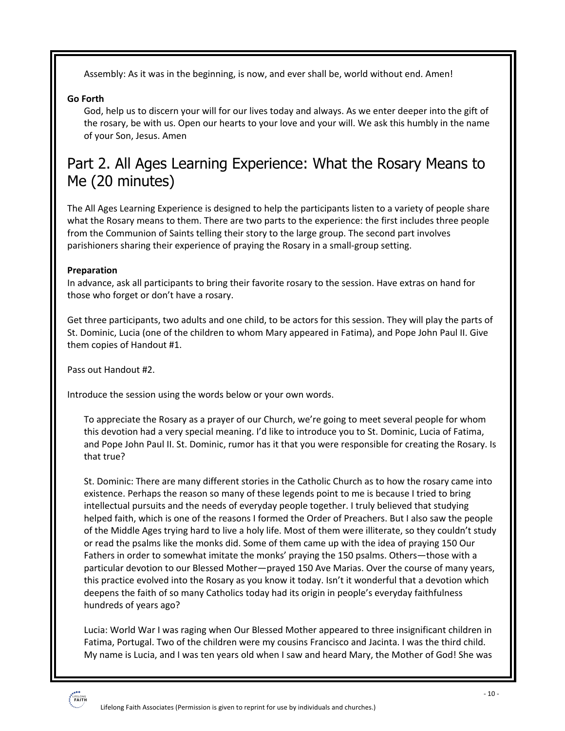Assembly: As it was in the beginning, is now, and ever shall be, world without end. Amen!

**Go Forth**

God, help us to discern your will for our lives today and always. As we enter deeper into the gift of the rosary, be with us. Open our hearts to your love and your will. We ask this humbly in the name of your Son, Jesus. Amen

## Part 2. All Ages Learning Experience: What the Rosary Means to Me (20 minutes)

The All Ages Learning Experience is designed to help the participants listen to a variety of people share what the Rosary means to them. There are two parts to the experience: the first includes three people from the Communion of Saints telling their story to the large group. The second part involves parishioners sharing their experience of praying the Rosary in a small-group setting.

**Preparation**

In advance, ask all participants to bring their favorite rosary to the session. Have extras on hand for those who forget or don't have a rosary.

Get three participants, two adults and one child, to be actors for this session. They will play the parts of St. Dominic, Lucia (one of the children to whom Mary appeared in Fatima), and Pope John Paul II. Give them copies of Handout #1.

Pass out Handout #2.

Introduce the session using the words below or your own words.

To appreciate the Rosary as a prayer of our Church, we're going to meet several people for whom this devotion had a very special meaning. I'd like to introduce you to St. Dominic, Lucia of Fatima, and Pope John Paul II. St. Dominic, rumor has it that you were responsible for creating the Rosary. Is that true?

St. Dominic: There are many different stories in the Catholic Church as to how the rosary came into existence. Perhaps the reason so many of these legends point to me is because I tried to bring intellectual pursuits and the needs of everyday people together. I truly believed that studying helped faith, which is one of the reasons I formed the Order of Preachers. But I also saw the people of the Middle Ages trying hard to live a holy life. Most of them were illiterate, so they couldn't study or read the psalms like the monks did. Some of them came up with the idea of praying 150 Our Fathers in order to somewhat imitate the monks' praying the 150 psalms. Others—those with a particular devotion to our Blessed Mother—prayed 150 Ave Marias. Over the course of many years, this practice evolved into the Rosary as you know it today. Isn't it wonderful that a devotion which deepens the faith of so many Catholics today had its origin in people's everyday faithfulness hundreds of years ago?

Lucia: World War I was raging when Our Blessed Mother appeared to three insignificant children in Fatima, Portugal. Two of the children were my cousins Francisco and Jacinta. I was the third child. My name is Lucia, and I was ten years old when I saw and heard Mary, the Mother of God! She was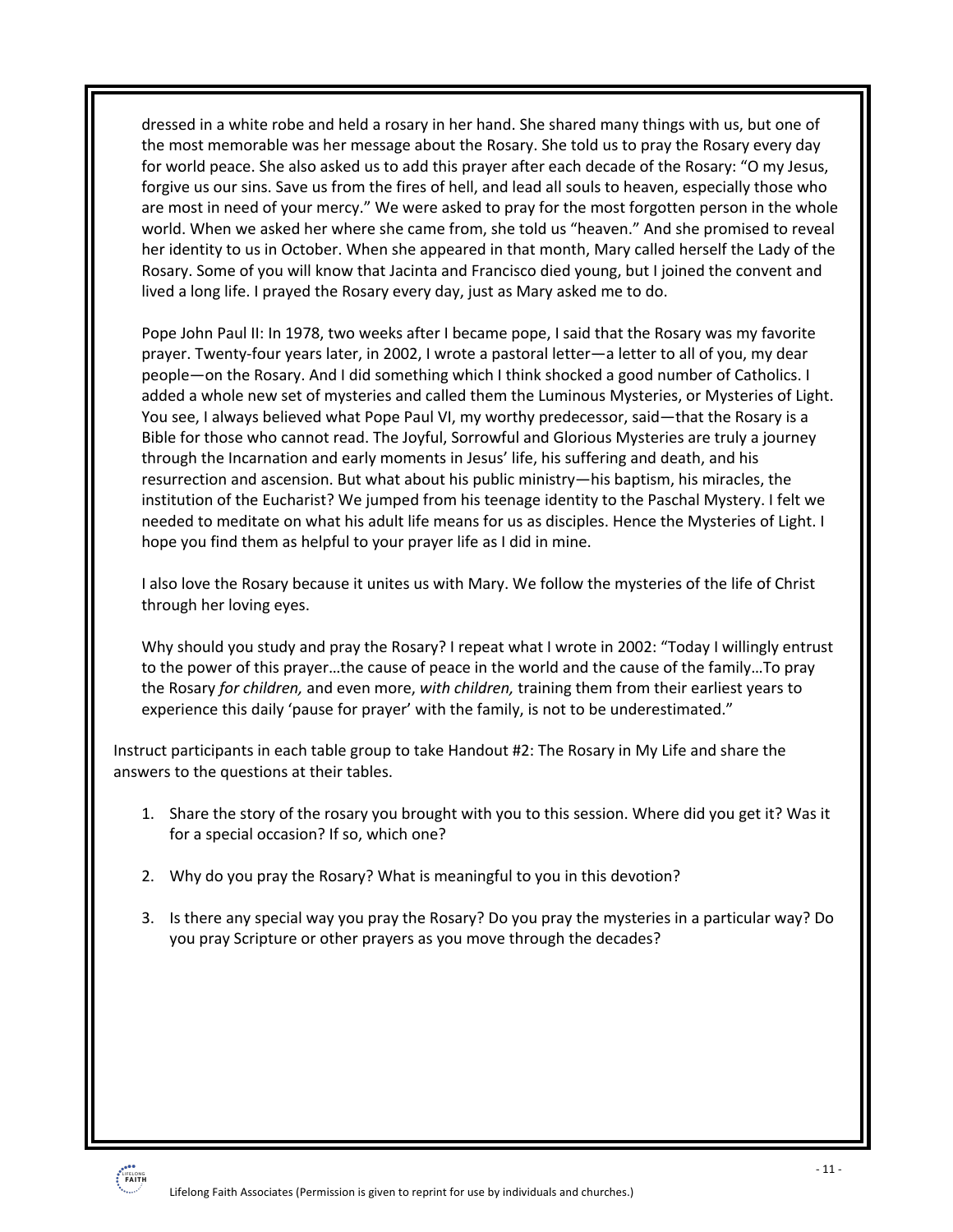dressed in a white robe and held a rosary in her hand. She shared many things with us, but one of the most memorable was her message about the Rosary. She told us to pray the Rosary every day for world peace. She also asked us to add this prayer after each decade of the Rosary: "O my Jesus, forgive us our sins. Save us from the fires of hell, and lead all souls to heaven, especially those who are most in need of your mercy." We were asked to pray for the most forgotten person in the whole world. When we asked her where she came from, she told us "heaven." And she promised to reveal her identity to us in October. When she appeared in that month, Mary called herself the Lady of the Rosary. Some of you will know that Jacinta and Francisco died young, but I joined the convent and lived a long life. I prayed the Rosary every day, just as Mary asked me to do.

Pope John Paul II: In 1978, two weeks after I became pope, I said that the Rosary was my favorite prayer. Twenty-four years later, in 2002, I wrote a pastoral letter—a letter to all of you, my dear people—on the Rosary. And I did something which I think shocked a good number of Catholics. I added a whole new set of mysteries and called them the Luminous Mysteries, or Mysteries of Light. You see, I always believed what Pope Paul VI, my worthy predecessor, said—that the Rosary is a Bible for those who cannot read. The Joyful, Sorrowful and Glorious Mysteries are truly a journey through the Incarnation and early moments in Jesus' life, his suffering and death, and his resurrection and ascension. But what about his public ministry—his baptism, his miracles, the institution of the Eucharist? We jumped from his teenage identity to the Paschal Mystery. I felt we needed to meditate on what his adult life means for us as disciples. Hence the Mysteries of Light. I hope you find them as helpful to your prayer life as I did in mine.

I also love the Rosary because it unites us with Mary. We follow the mysteries of the life of Christ through her loving eyes.

Why should you study and pray the Rosary? I repeat what I wrote in 2002: "Today I willingly entrust to the power of this prayer…the cause of peace in the world and the cause of the family…To pray the Rosary *for children,* and even more, *with children,* training them from their earliest years to experience this daily 'pause for prayer' with the family, is not to be underestimated."

Instruct participants in each table group to take Handout #2: The Rosary in My Life and share the answers to the questions at their tables.

1. Share the story of the rosary you brought with you to this session. Where did you get it? Was it for a special occasion? If so, which one?
2. Why do you pray the Rosary? What is meaningful to you in this devotion?
3. Is there any special way you pray the Rosary? Do you pray the mysteries in a particular way? Do you pray Scripture or other prayers as you move through the decades?

Lifelong Faith Associates (Permission is given to reprint for use by individuals and churches.)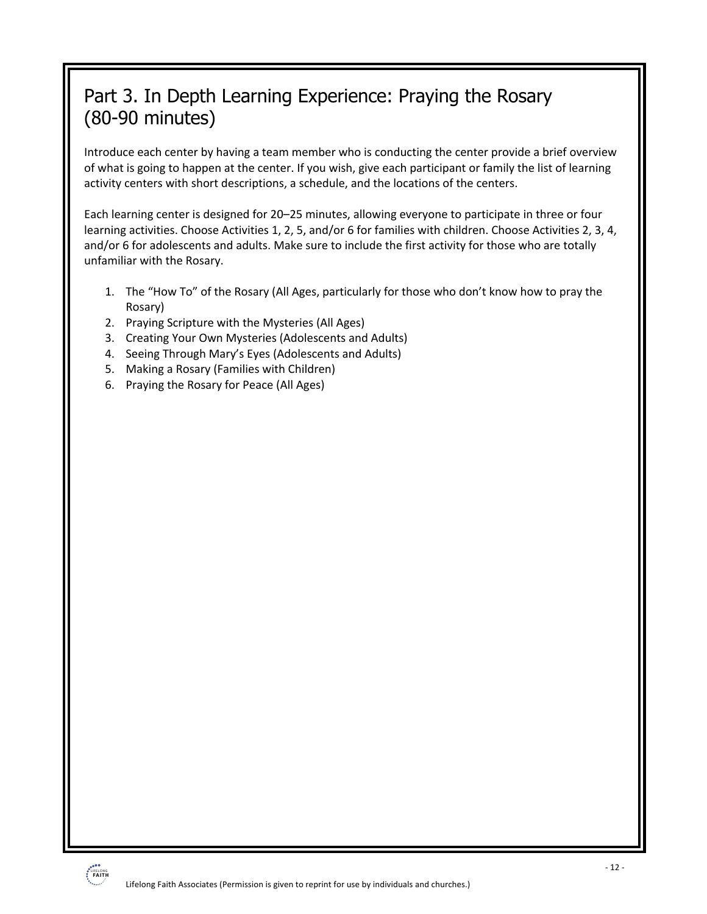# Part 3. In Depth Learning Experience: Praying the Rosary (80-90 minutes)

Introduce each center by having a team member who is conducting the center provide a brief overview of what is going to happen at the center. If you wish, give each participant or family the list of learning activity centers with short descriptions, a schedule, and the locations of the centers.

Each learning center is designed for 20–25 minutes, allowing everyone to participate in three or four learning activities. Choose Activities 1, 2, 5, and/or 6 for families with children. Choose Activities 2, 3, 4, and/or 6 for adolescents and adults. Make sure to include the first activity for those who are totally unfamiliar with the Rosary.

1. The "How To" of the Rosary (All Ages, particularly for those who don't know how to pray the Rosary)
2. Praying Scripture with the Mysteries (All Ages)
3. Creating Your Own Mysteries (Adolescents and Adults)
4. Seeing Through Mary's Eyes (Adolescents and Adults)
5. Making a Rosary (Families with Children)
6. Praying the Rosary for Peace (All Ages)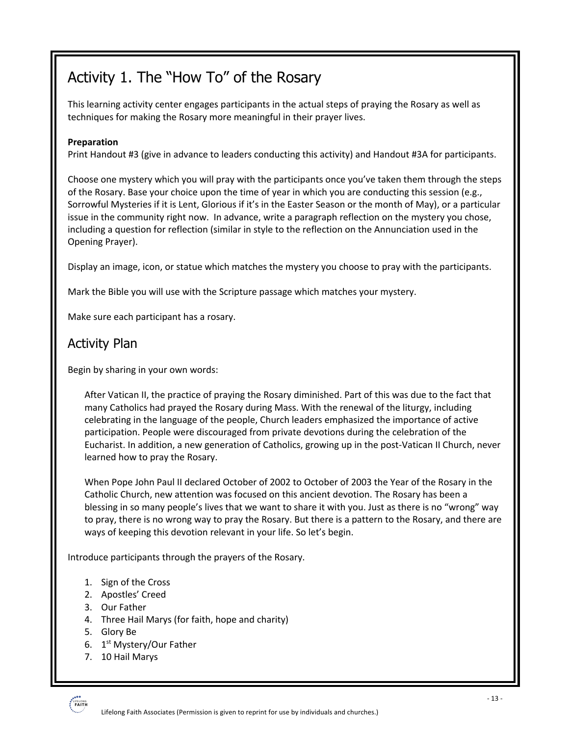# Activity 1. The "How To" of the Rosary

This learning activity center engages participants in the actual steps of praying the Rosary as well as techniques for making the Rosary more meaningful in their prayer lives.

**Preparation**

Print Handout #3 (give in advance to leaders conducting this activity) and Handout #3A for participants.

Choose one mystery which you will pray with the participants once you've taken them through the steps of the Rosary. Base your choice upon the time of year in which you are conducting this session (e.g., Sorrowful Mysteries if it is Lent, Glorious if it's in the Easter Season or the month of May), or a particular issue in the community right now. In advance, write a paragraph reflection on the mystery you chose, including a question for reflection (similar in style to the reflection on the Annunciation used in the Opening Prayer).

Display an image, icon, or statue which matches the mystery you choose to pray with the participants.

Mark the Bible you will use with the Scripture passage which matches your mystery.

Make sure each participant has a rosary.

## Activity Plan

Begin by sharing in your own words:

> After Vatican II, the practice of praying the Rosary diminished. Part of this was due to the fact that many Catholics had prayed the Rosary during Mass. With the renewal of the liturgy, including celebrating in the language of the people, Church leaders emphasized the importance of active participation. People were discouraged from private devotions during the celebration of the Eucharist. In addition, a new generation of Catholics, growing up in the post-Vatican II Church, never learned how to pray the Rosary.
>
> When Pope John Paul II declared October of 2002 to October of 2003 the Year of the Rosary in the Catholic Church, new attention was focused on this ancient devotion. The Rosary has been a blessing in so many people's lives that we want to share it with you. Just as there is no "wrong" way to pray, there is no wrong way to pray the Rosary. But there is a pattern to the Rosary, and there are ways of keeping this devotion relevant in your life. So let's begin.

Introduce participants through the prayers of the Rosary.

1. Sign of the Cross
2. Apostles' Creed
3. Our Father
4. Three Hail Marys (for faith, hope and charity)
5. Glory Be
6. 1st Mystery/Our Father
7. 10 Hail Marys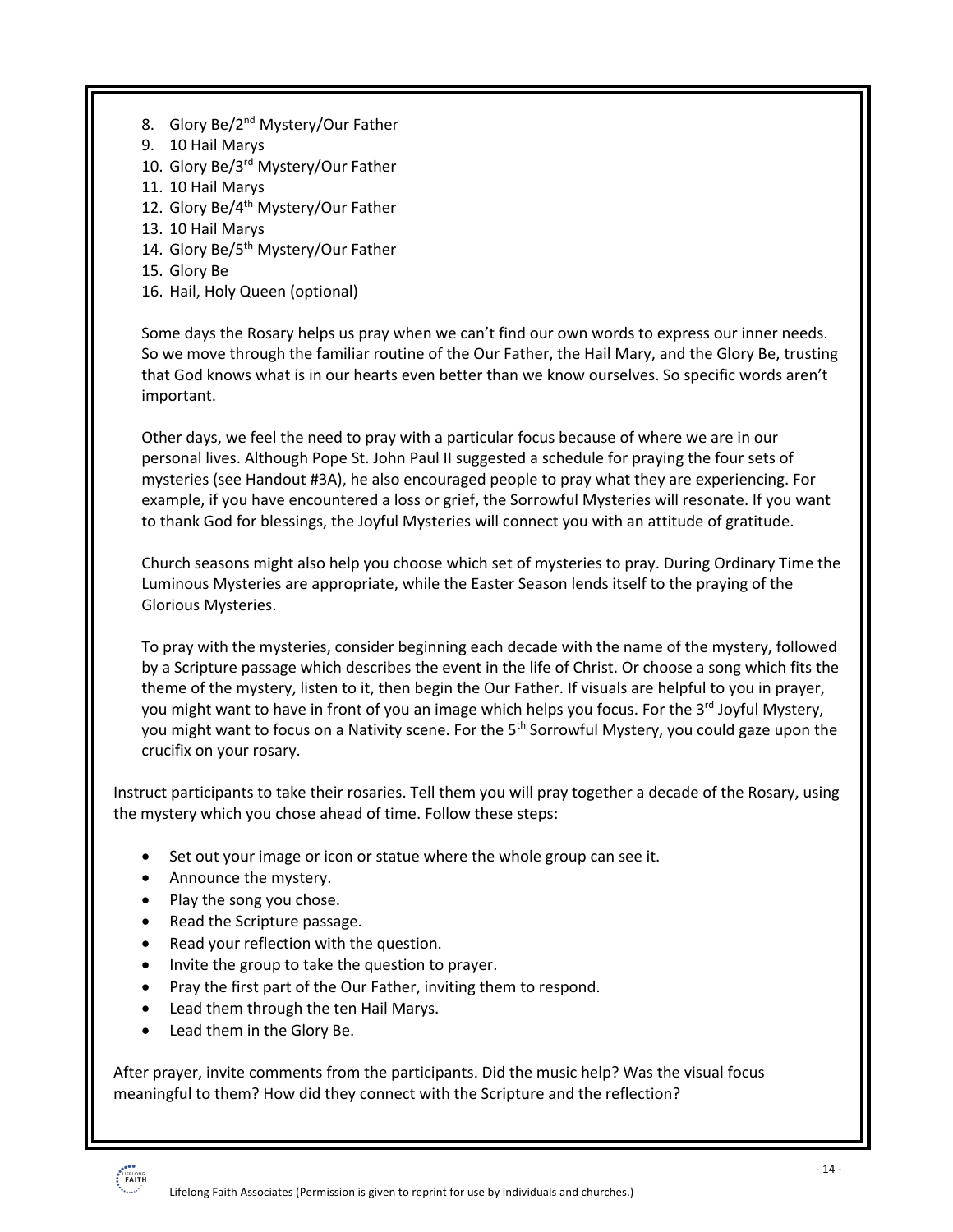8. Glory Be/2nd Mystery/Our Father
9. 10 Hail Marys
10. Glory Be/3rd Mystery/Our Father
11. 10 Hail Marys
12. Glory Be/4th Mystery/Our Father
13. 10 Hail Marys
14. Glory Be/5th Mystery/Our Father
15. Glory Be
16. Hail, Holy Queen (optional)

Some days the Rosary helps us pray when we can't find our own words to express our inner needs. So we move through the familiar routine of the Our Father, the Hail Mary, and the Glory Be, trusting that God knows what is in our hearts even better than we know ourselves. So specific words aren't important.

Other days, we feel the need to pray with a particular focus because of where we are in our personal lives. Although Pope St. John Paul II suggested a schedule for praying the four sets of mysteries (see Handout #3A), he also encouraged people to pray what they are experiencing. For example, if you have encountered a loss or grief, the Sorrowful Mysteries will resonate. If you want to thank God for blessings, the Joyful Mysteries will connect you with an attitude of gratitude.

Church seasons might also help you choose which set of mysteries to pray. During Ordinary Time the Luminous Mysteries are appropriate, while the Easter Season lends itself to the praying of the Glorious Mysteries.

To pray with the mysteries, consider beginning each decade with the name of the mystery, followed by a Scripture passage which describes the event in the life of Christ. Or choose a song which fits the theme of the mystery, listen to it, then begin the Our Father. If visuals are helpful to you in prayer, you might want to have in front of you an image which helps you focus. For the 3rd Joyful Mystery, you might want to focus on a Nativity scene. For the 5th Sorrowful Mystery, you could gaze upon the crucifix on your rosary.

Instruct participants to take their rosaries. Tell them you will pray together a decade of the Rosary, using the mystery which you chose ahead of time. Follow these steps:

- Set out your image or icon or statue where the whole group can see it.
- Announce the mystery.
- Play the song you chose.
- Read the Scripture passage.
- Read your reflection with the question.
- Invite the group to take the question to prayer.
- Pray the first part of the Our Father, inviting them to respond.
- Lead them through the ten Hail Marys.
- Lead them in the Glory Be.

After prayer, invite comments from the participants. Did the music help? Was the visual focus meaningful to them? How did they connect with the Scripture and the reflection?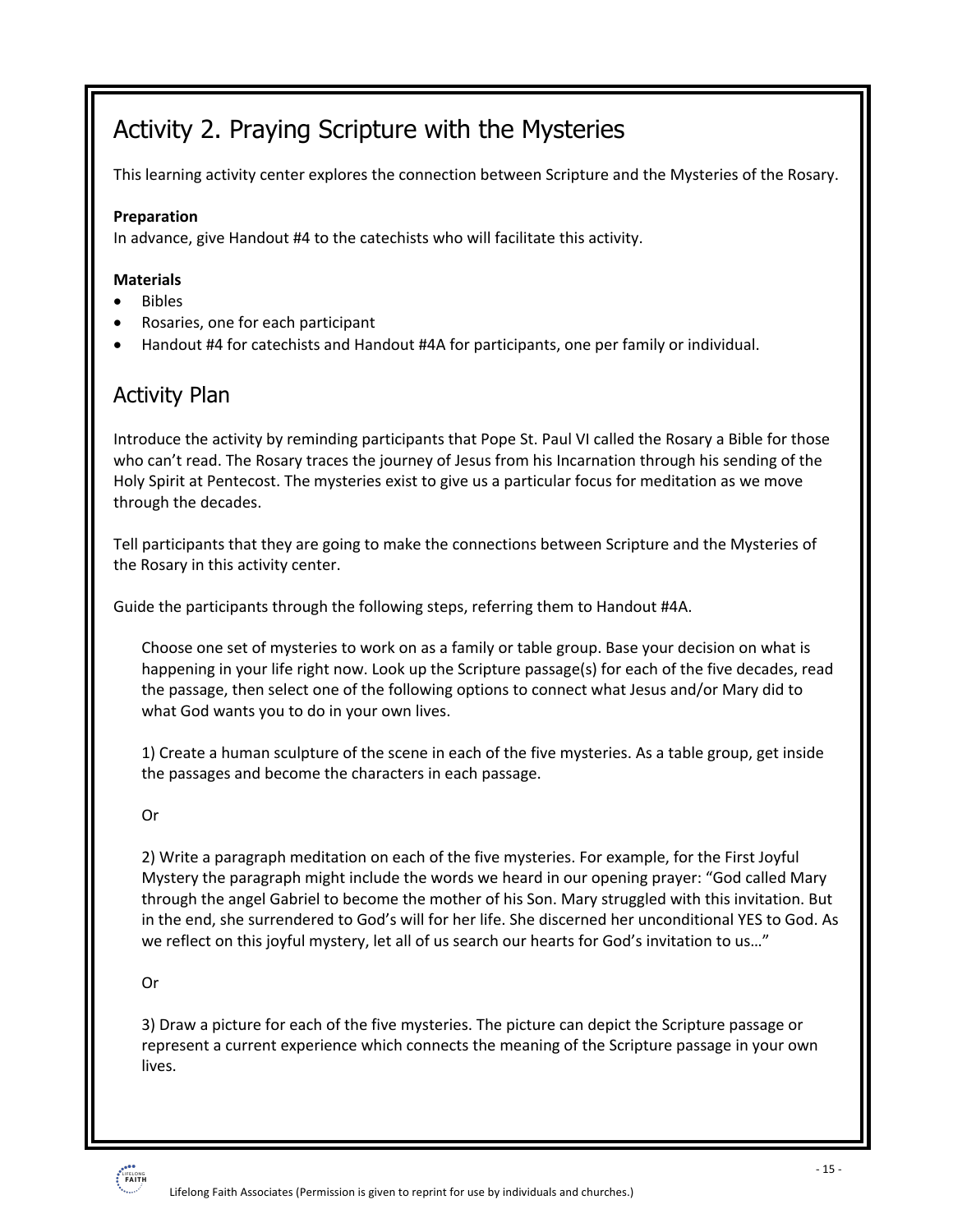# Activity 2. Praying Scripture with the Mysteries

This learning activity center explores the connection between Scripture and the Mysteries of the Rosary.

**Preparation**

In advance, give Handout #4 to the catechists who will facilitate this activity.

**Materials**

- Bibles
- Rosaries, one for each participant
- Handout #4 for catechists and Handout #4A for participants, one per family or individual.

## Activity Plan

Introduce the activity by reminding participants that Pope St. Paul VI called the Rosary a Bible for those who can't read. The Rosary traces the journey of Jesus from his Incarnation through his sending of the Holy Spirit at Pentecost. The mysteries exist to give us a particular focus for meditation as we move through the decades.

Tell participants that they are going to make the connections between Scripture and the Mysteries of the Rosary in this activity center.

Guide the participants through the following steps, referring them to Handout #4A.

> Choose one set of mysteries to work on as a family or table group. Base your decision on what is happening in your life right now. Look up the Scripture passage(s) for each of the five decades, read the passage, then select one of the following options to connect what Jesus and/or Mary did to what God wants you to do in your own lives.
>
> 1) Create a human sculpture of the scene in each of the five mysteries. As a table group, get inside the passages and become the characters in each passage.
>
> Or
>
> 2) Write a paragraph meditation on each of the five mysteries. For example, for the First Joyful Mystery the paragraph might include the words we heard in our opening prayer: "God called Mary through the angel Gabriel to become the mother of his Son. Mary struggled with this invitation. But in the end, she surrendered to God's will for her life. She discerned her unconditional YES to God. As we reflect on this joyful mystery, let all of us search our hearts for God's invitation to us…"
>
> Or
>
> 3) Draw a picture for each of the five mysteries. The picture can depict the Scripture passage or represent a current experience which connects the meaning of the Scripture passage in your own lives.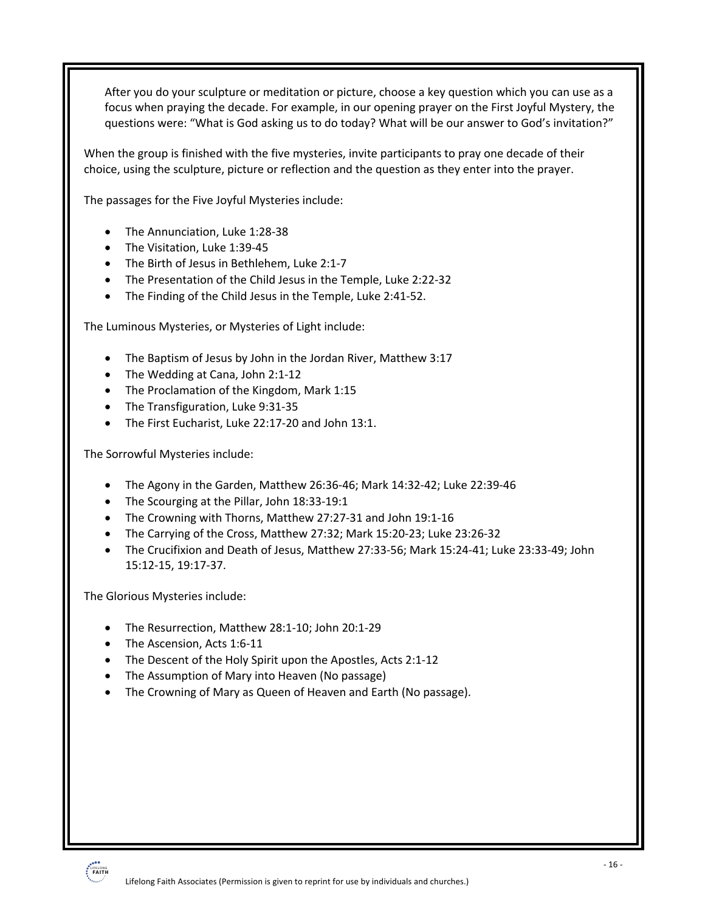After you do your sculpture or meditation or picture, choose a key question which you can use as a focus when praying the decade. For example, in our opening prayer on the First Joyful Mystery, the questions were: "What is God asking us to do today? What will be our answer to God's invitation?"

When the group is finished with the five mysteries, invite participants to pray one decade of their choice, using the sculpture, picture or reflection and the question as they enter into the prayer.

The passages for the Five Joyful Mysteries include:

- The Annunciation, Luke 1:28-38
- The Visitation, Luke 1:39-45
- The Birth of Jesus in Bethlehem, Luke 2:1-7
- The Presentation of the Child Jesus in the Temple, Luke 2:22-32
- The Finding of the Child Jesus in the Temple, Luke 2:41-52.

The Luminous Mysteries, or Mysteries of Light include:

- The Baptism of Jesus by John in the Jordan River, Matthew 3:17
- The Wedding at Cana, John 2:1-12
- The Proclamation of the Kingdom, Mark 1:15
- The Transfiguration, Luke 9:31-35
- The First Eucharist, Luke 22:17-20 and John 13:1.

The Sorrowful Mysteries include:

- The Agony in the Garden, Matthew 26:36-46; Mark 14:32-42; Luke 22:39-46
- The Scourging at the Pillar, John 18:33-19:1
- The Crowning with Thorns, Matthew 27:27-31 and John 19:1-16
- The Carrying of the Cross, Matthew 27:32; Mark 15:20-23; Luke 23:26-32
- The Crucifixion and Death of Jesus, Matthew 27:33-56; Mark 15:24-41; Luke 23:33-49; John 15:12-15, 19:17-37.

The Glorious Mysteries include:

- The Resurrection, Matthew 28:1-10; John 20:1-29
- The Ascension, Acts 1:6-11
- The Descent of the Holy Spirit upon the Apostles, Acts 2:1-12
- The Assumption of Mary into Heaven (No passage)
- The Crowning of Mary as Queen of Heaven and Earth (No passage).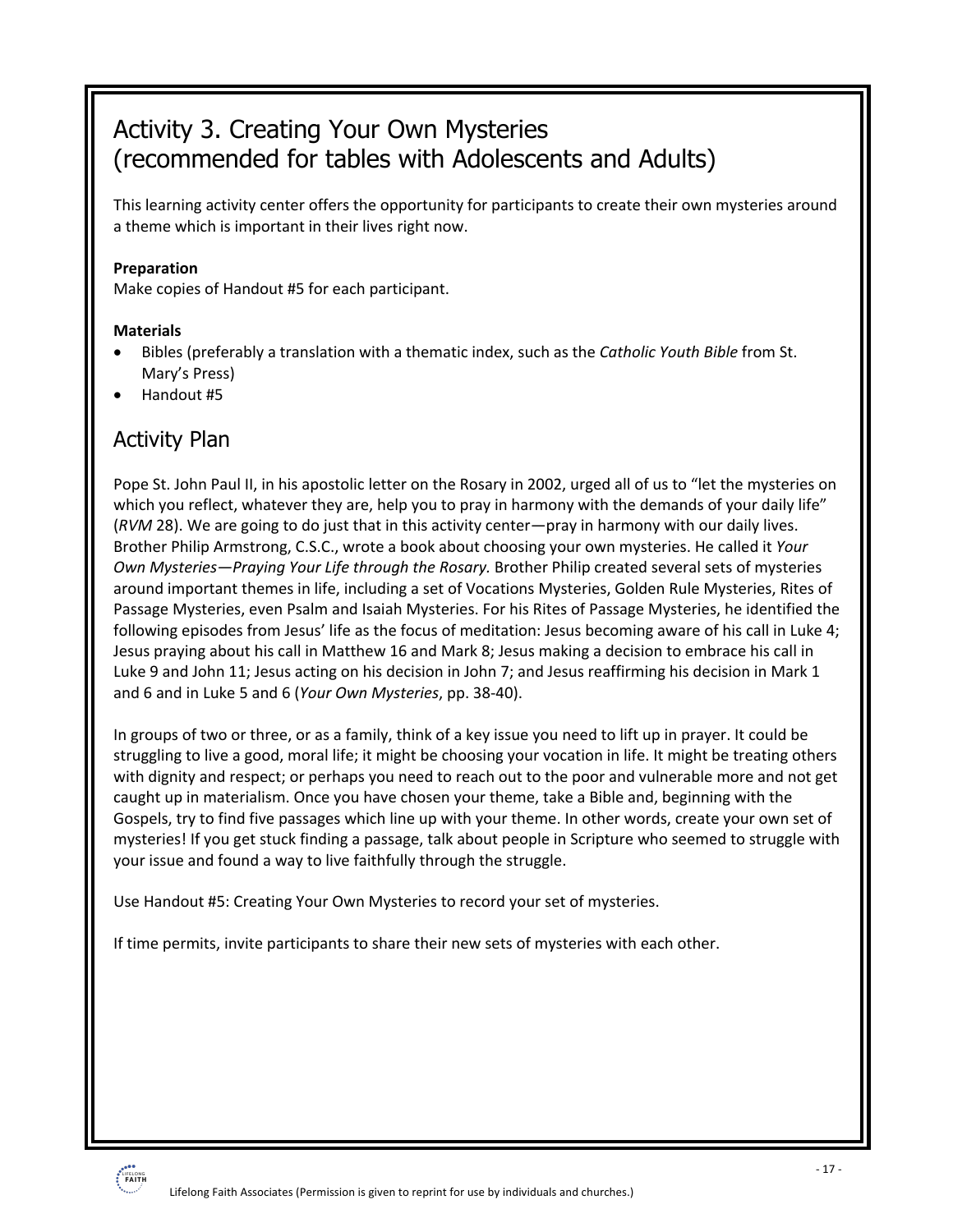# Activity 3. Creating Your Own Mysteries (recommended for tables with Adolescents and Adults)

This learning activity center offers the opportunity for participants to create their own mysteries around a theme which is important in their lives right now.

**Preparation**
Make copies of Handout #5 for each participant.

**Materials**

- Bibles (preferably a translation with a thematic index, such as the *Catholic Youth Bible* from St. Mary's Press)
- Handout #5

## Activity Plan

Pope St. John Paul II, in his apostolic letter on the Rosary in 2002, urged all of us to "let the mysteries on which you reflect, whatever they are, help you to pray in harmony with the demands of your daily life" (*RVM* 28). We are going to do just that in this activity center—pray in harmony with our daily lives. Brother Philip Armstrong, C.S.C., wrote a book about choosing your own mysteries. He called it *Your Own Mysteries—Praying Your Life through the Rosary.* Brother Philip created several sets of mysteries around important themes in life, including a set of Vocations Mysteries, Golden Rule Mysteries, Rites of Passage Mysteries, even Psalm and Isaiah Mysteries. For his Rites of Passage Mysteries, he identified the following episodes from Jesus' life as the focus of meditation: Jesus becoming aware of his call in Luke 4; Jesus praying about his call in Matthew 16 and Mark 8; Jesus making a decision to embrace his call in Luke 9 and John 11; Jesus acting on his decision in John 7; and Jesus reaffirming his decision in Mark 1 and 6 and in Luke 5 and 6 (*Your Own Mysteries*, pp. 38-40).

In groups of two or three, or as a family, think of a key issue you need to lift up in prayer. It could be struggling to live a good, moral life; it might be choosing your vocation in life. It might be treating others with dignity and respect; or perhaps you need to reach out to the poor and vulnerable more and not get caught up in materialism. Once you have chosen your theme, take a Bible and, beginning with the Gospels, try to find five passages which line up with your theme. In other words, create your own set of mysteries! If you get stuck finding a passage, talk about people in Scripture who seemed to struggle with your issue and found a way to live faithfully through the struggle.

Use Handout #5: Creating Your Own Mysteries to record your set of mysteries.

If time permits, invite participants to share their new sets of mysteries with each other.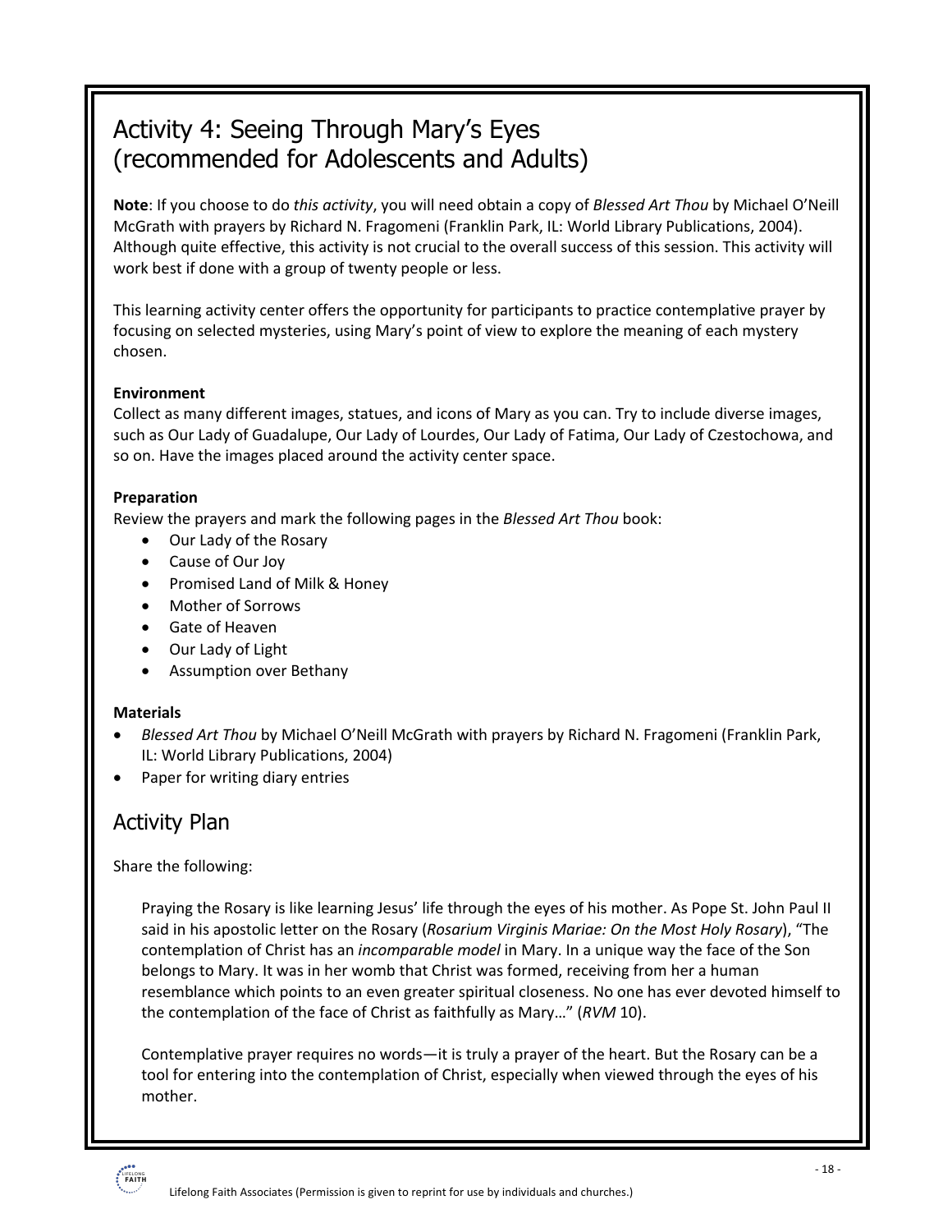## Activity 4: Seeing Through Mary's Eyes (recommended for Adolescents and Adults)

**Note**: If you choose to do *this activity*, you will need obtain a copy of *Blessed Art Thou* by Michael O'Neill McGrath with prayers by Richard N. Fragomeni (Franklin Park, IL: World Library Publications, 2004). Although quite effective, this activity is not crucial to the overall success of this session. This activity will work best if done with a group of twenty people or less.

This learning activity center offers the opportunity for participants to practice contemplative prayer by focusing on selected mysteries, using Mary's point of view to explore the meaning of each mystery chosen.

**Environment**

Collect as many different images, statues, and icons of Mary as you can. Try to include diverse images, such as Our Lady of Guadalupe, Our Lady of Lourdes, Our Lady of Fatima, Our Lady of Czestochowa, and so on. Have the images placed around the activity center space.

**Preparation**

Review the prayers and mark the following pages in the *Blessed Art Thou* book:

- Our Lady of the Rosary
- Cause of Our Joy
- Promised Land of Milk & Honey
- Mother of Sorrows
- Gate of Heaven
- Our Lady of Light
- Assumption over Bethany

**Materials**

- *Blessed Art Thou* by Michael O'Neill McGrath with prayers by Richard N. Fragomeni (Franklin Park, IL: World Library Publications, 2004)
- Paper for writing diary entries

## Activity Plan

Share the following:

> Praying the Rosary is like learning Jesus' life through the eyes of his mother. As Pope St. John Paul II said in his apostolic letter on the Rosary (*Rosarium Virginis Mariae: On the Most Holy Rosary*), "The contemplation of Christ has an *incomparable model* in Mary. In a unique way the face of the Son belongs to Mary. It was in her womb that Christ was formed, receiving from her a human resemblance which points to an even greater spiritual closeness. No one has ever devoted himself to the contemplation of the face of Christ as faithfully as Mary…" (*RVM* 10).
>
> Contemplative prayer requires no words—it is truly a prayer of the heart. But the Rosary can be a tool for entering into the contemplation of Christ, especially when viewed through the eyes of his mother.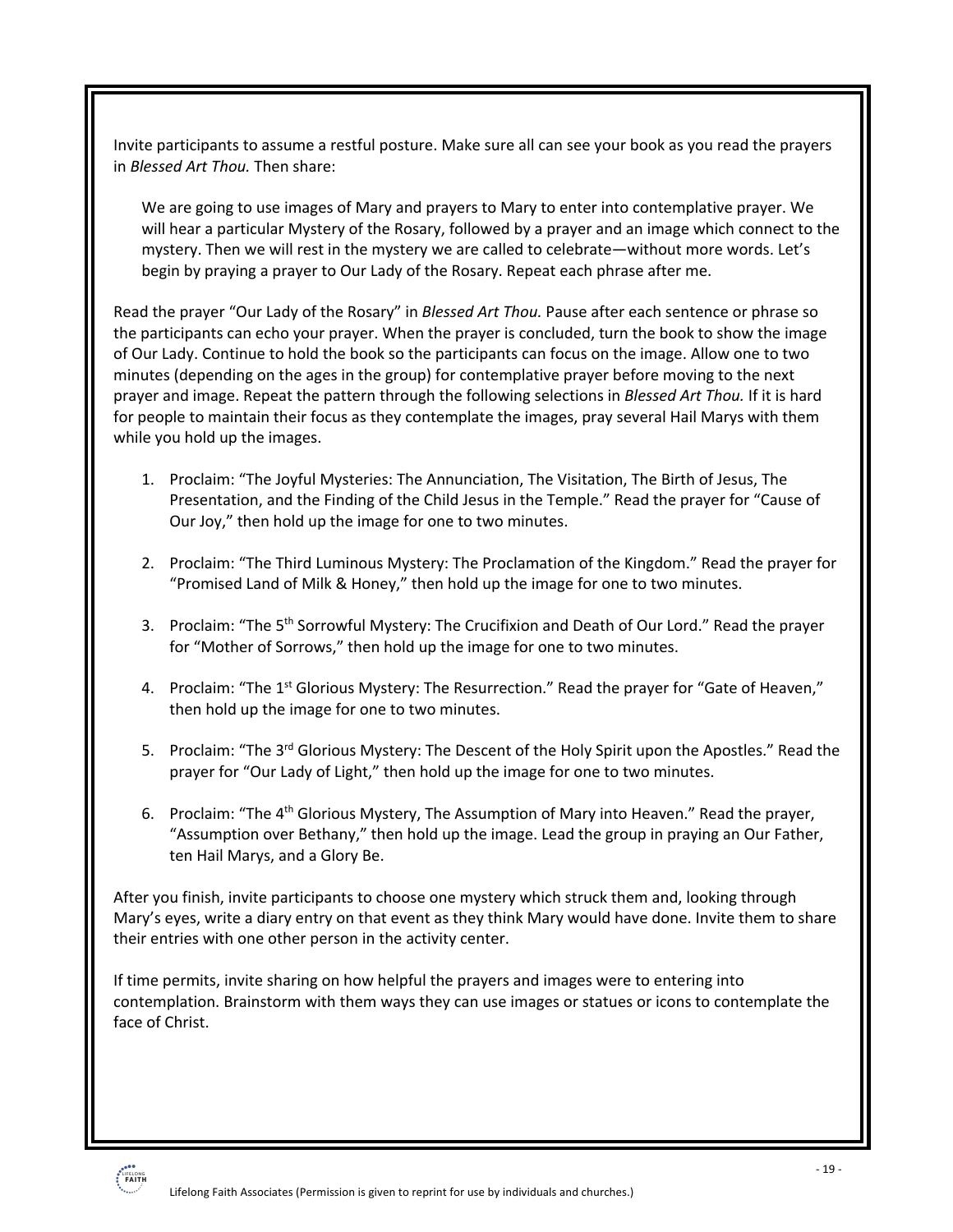Invite participants to assume a restful posture. Make sure all can see your book as you read the prayers in *Blessed Art Thou.* Then share:

> We are going to use images of Mary and prayers to Mary to enter into contemplative prayer. We will hear a particular Mystery of the Rosary, followed by a prayer and an image which connect to the mystery. Then we will rest in the mystery we are called to celebrate—without more words. Let's begin by praying a prayer to Our Lady of the Rosary. Repeat each phrase after me.

Read the prayer "Our Lady of the Rosary" in *Blessed Art Thou.* Pause after each sentence or phrase so the participants can echo your prayer. When the prayer is concluded, turn the book to show the image of Our Lady. Continue to hold the book so the participants can focus on the image. Allow one to two minutes (depending on the ages in the group) for contemplative prayer before moving to the next prayer and image. Repeat the pattern through the following selections in *Blessed Art Thou.* If it is hard for people to maintain their focus as they contemplate the images, pray several Hail Marys with them while you hold up the images.

1. Proclaim: "The Joyful Mysteries: The Annunciation, The Visitation, The Birth of Jesus, The Presentation, and the Finding of the Child Jesus in the Temple." Read the prayer for "Cause of Our Joy," then hold up the image for one to two minutes.

2. Proclaim: "The Third Luminous Mystery: The Proclamation of the Kingdom." Read the prayer for "Promised Land of Milk & Honey," then hold up the image for one to two minutes.

3. Proclaim: "The 5th Sorrowful Mystery: The Crucifixion and Death of Our Lord." Read the prayer for "Mother of Sorrows," then hold up the image for one to two minutes.

4. Proclaim: "The 1st Glorious Mystery: The Resurrection." Read the prayer for "Gate of Heaven," then hold up the image for one to two minutes.

5. Proclaim: "The 3rd Glorious Mystery: The Descent of the Holy Spirit upon the Apostles." Read the prayer for "Our Lady of Light," then hold up the image for one to two minutes.

6. Proclaim: "The 4th Glorious Mystery, The Assumption of Mary into Heaven." Read the prayer, "Assumption over Bethany," then hold up the image. Lead the group in praying an Our Father, ten Hail Marys, and a Glory Be.

After you finish, invite participants to choose one mystery which struck them and, looking through Mary's eyes, write a diary entry on that event as they think Mary would have done. Invite them to share their entries with one other person in the activity center.

If time permits, invite sharing on how helpful the prayers and images were to entering into contemplation. Brainstorm with them ways they can use images or statues or icons to contemplate the face of Christ.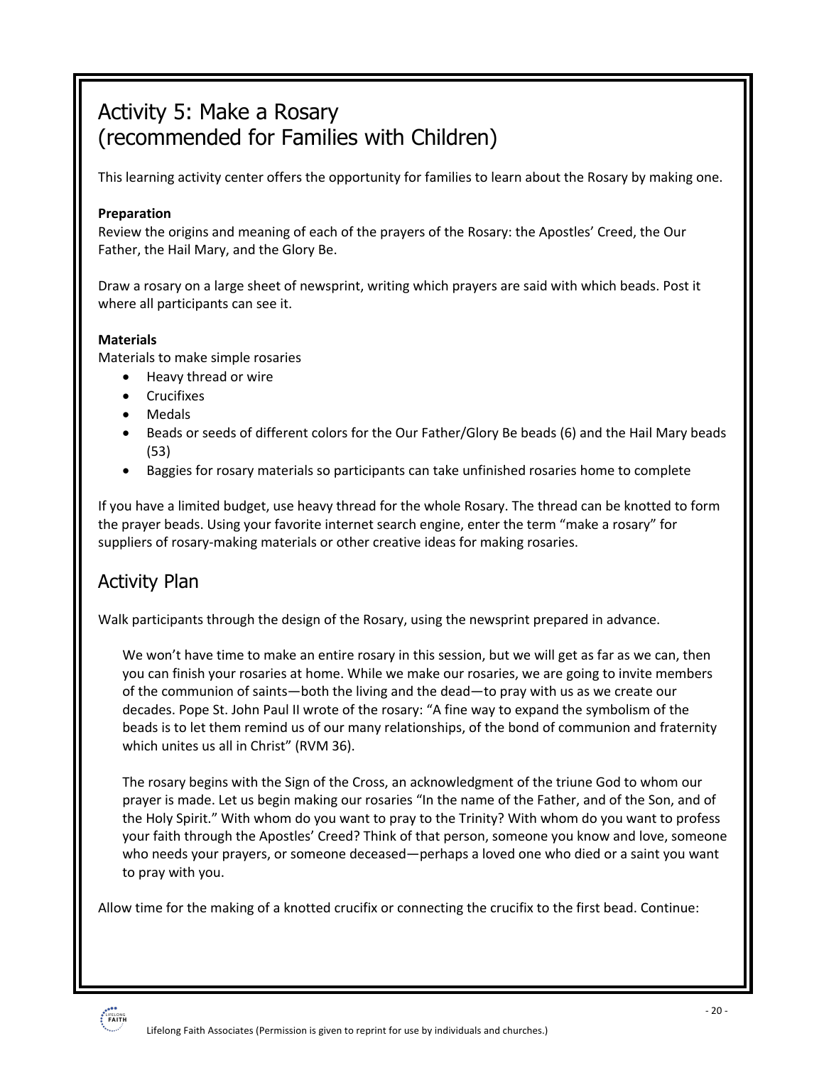# Activity 5: Make a Rosary (recommended for Families with Children)

This learning activity center offers the opportunity for families to learn about the Rosary by making one.

**Preparation**

Review the origins and meaning of each of the prayers of the Rosary: the Apostles' Creed, the Our Father, the Hail Mary, and the Glory Be.

Draw a rosary on a large sheet of newsprint, writing which prayers are said with which beads. Post it where all participants can see it.

**Materials**

Materials to make simple rosaries

- Heavy thread or wire
- Crucifixes
- Medals
- Beads or seeds of different colors for the Our Father/Glory Be beads (6) and the Hail Mary beads (53)
- Baggies for rosary materials so participants can take unfinished rosaries home to complete

If you have a limited budget, use heavy thread for the whole Rosary. The thread can be knotted to form the prayer beads. Using your favorite internet search engine, enter the term "make a rosary" for suppliers of rosary-making materials or other creative ideas for making rosaries.

## Activity Plan

Walk participants through the design of the Rosary, using the newsprint prepared in advance.

> We won't have time to make an entire rosary in this session, but we will get as far as we can, then you can finish your rosaries at home. While we make our rosaries, we are going to invite members of the communion of saints—both the living and the dead—to pray with us as we create our decades. Pope St. John Paul II wrote of the rosary: "A fine way to expand the symbolism of the beads is to let them remind us of our many relationships, of the bond of communion and fraternity which unites us all in Christ" (RVM 36).
>
> The rosary begins with the Sign of the Cross, an acknowledgment of the triune God to whom our prayer is made. Let us begin making our rosaries "In the name of the Father, and of the Son, and of the Holy Spirit." With whom do you want to pray to the Trinity? With whom do you want to profess your faith through the Apostles' Creed? Think of that person, someone you know and love, someone who needs your prayers, or someone deceased—perhaps a loved one who died or a saint you want to pray with you.

Allow time for the making of a knotted crucifix or connecting the crucifix to the first bead. Continue: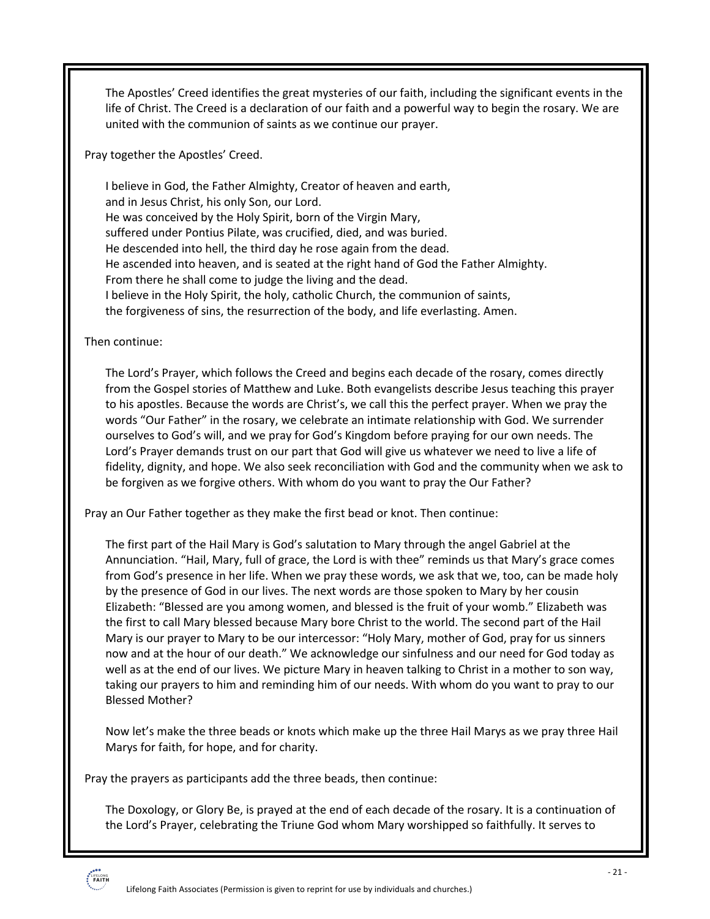The Apostles' Creed identifies the great mysteries of our faith, including the significant events in the life of Christ. The Creed is a declaration of our faith and a powerful way to begin the rosary. We are united with the communion of saints as we continue our prayer.

Pray together the Apostles' Creed.

I believe in God, the Father Almighty, Creator of heaven and earth,
and in Jesus Christ, his only Son, our Lord.
He was conceived by the Holy Spirit, born of the Virgin Mary,
suffered under Pontius Pilate, was crucified, died, and was buried.
He descended into hell, the third day he rose again from the dead.
He ascended into heaven, and is seated at the right hand of God the Father Almighty.
From there he shall come to judge the living and the dead.
I believe in the Holy Spirit, the holy, catholic Church, the communion of saints,
the forgiveness of sins, the resurrection of the body, and life everlasting. Amen.

Then continue:

The Lord's Prayer, which follows the Creed and begins each decade of the rosary, comes directly from the Gospel stories of Matthew and Luke. Both evangelists describe Jesus teaching this prayer to his apostles. Because the words are Christ's, we call this the perfect prayer. When we pray the words "Our Father" in the rosary, we celebrate an intimate relationship with God. We surrender ourselves to God's will, and we pray for God's Kingdom before praying for our own needs. The Lord's Prayer demands trust on our part that God will give us whatever we need to live a life of fidelity, dignity, and hope. We also seek reconciliation with God and the community when we ask to be forgiven as we forgive others. With whom do you want to pray the Our Father?

Pray an Our Father together as they make the first bead or knot. Then continue:

The first part of the Hail Mary is God's salutation to Mary through the angel Gabriel at the Annunciation. "Hail, Mary, full of grace, the Lord is with thee" reminds us that Mary's grace comes from God's presence in her life. When we pray these words, we ask that we, too, can be made holy by the presence of God in our lives. The next words are those spoken to Mary by her cousin Elizabeth: "Blessed are you among women, and blessed is the fruit of your womb." Elizabeth was the first to call Mary blessed because Mary bore Christ to the world. The second part of the Hail Mary is our prayer to Mary to be our intercessor: "Holy Mary, mother of God, pray for us sinners now and at the hour of our death." We acknowledge our sinfulness and our need for God today as well as at the end of our lives. We picture Mary in heaven talking to Christ in a mother to son way, taking our prayers to him and reminding him of our needs. With whom do you want to pray to our Blessed Mother?

Now let's make the three beads or knots which make up the three Hail Marys as we pray three Hail Marys for faith, for hope, and for charity.

Pray the prayers as participants add the three beads, then continue:

The Doxology, or Glory Be, is prayed at the end of each decade of the rosary. It is a continuation of the Lord's Prayer, celebrating the Triune God whom Mary worshipped so faithfully. It serves to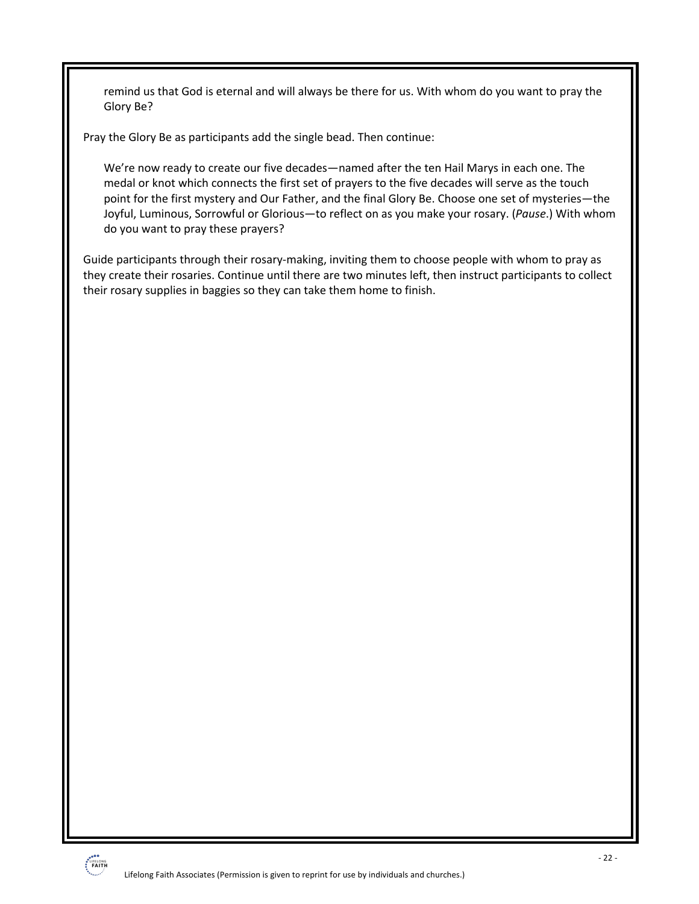> remind us that God is eternal and will always be there for us. With whom do you want to pray the Glory Be?

Pray the Glory Be as participants add the single bead. Then continue:

> We're now ready to create our five decades—named after the ten Hail Marys in each one. The medal or knot which connects the first set of prayers to the five decades will serve as the touch point for the first mystery and Our Father, and the final Glory Be. Choose one set of mysteries—the Joyful, Luminous, Sorrowful or Glorious—to reflect on as you make your rosary. (*Pause*.) With whom do you want to pray these prayers?

Guide participants through their rosary-making, inviting them to choose people with whom to pray as they create their rosaries. Continue until there are two minutes left, then instruct participants to collect their rosary supplies in baggies so they can take them home to finish.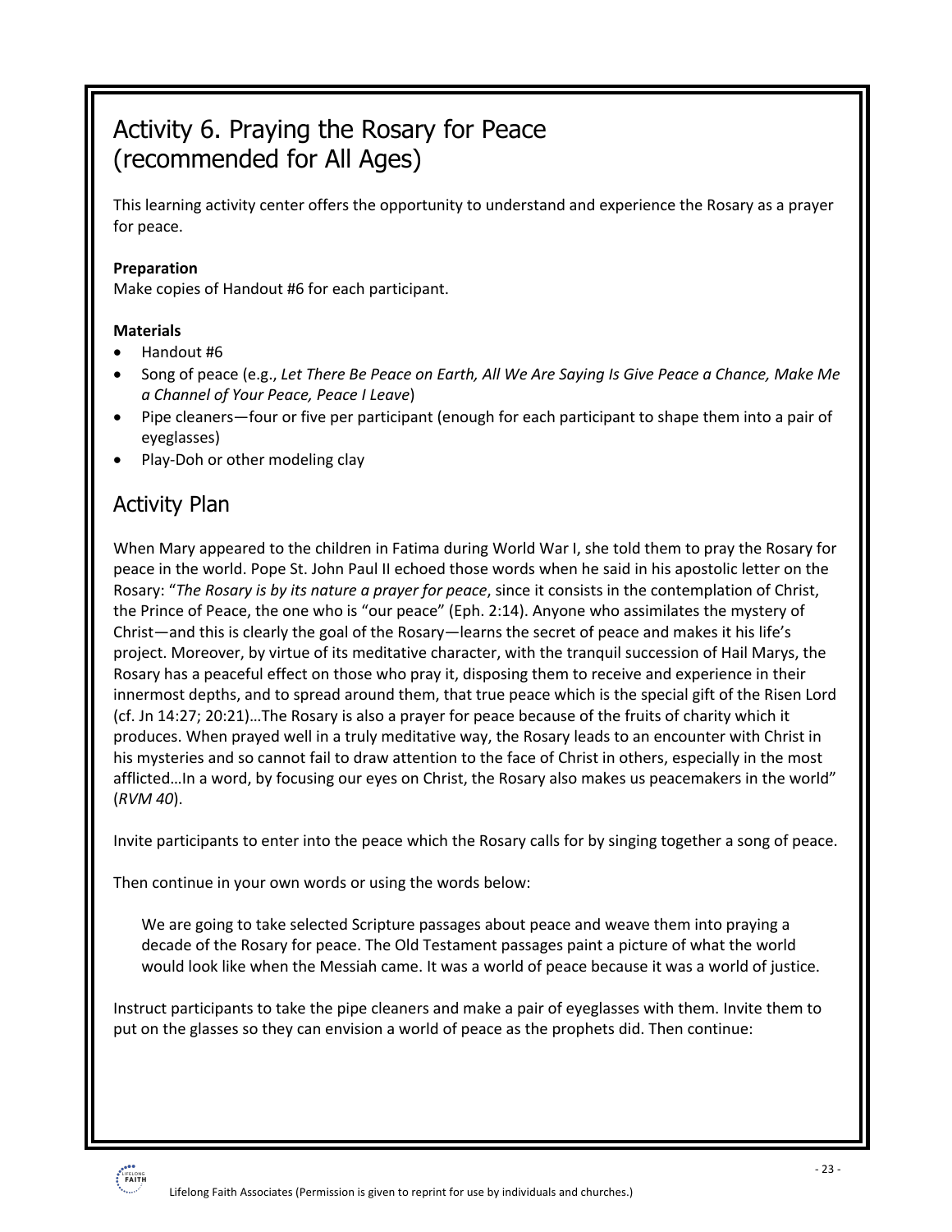# Activity 6. Praying the Rosary for Peace (recommended for All Ages)

This learning activity center offers the opportunity to understand and experience the Rosary as a prayer for peace.

**Preparation**

Make copies of Handout #6 for each participant.

**Materials**

- Handout #6
- Song of peace (e.g., *Let There Be Peace on Earth, All We Are Saying Is Give Peace a Chance, Make Me a Channel of Your Peace, Peace I Leave*)
- Pipe cleaners—four or five per participant (enough for each participant to shape them into a pair of eyeglasses)
- Play-Doh or other modeling clay

## Activity Plan

When Mary appeared to the children in Fatima during World War I, she told them to pray the Rosary for peace in the world. Pope St. John Paul II echoed those words when he said in his apostolic letter on the Rosary: "*The Rosary is by its nature a prayer for peace*, since it consists in the contemplation of Christ, the Prince of Peace, the one who is "our peace" (Eph. 2:14). Anyone who assimilates the mystery of Christ—and this is clearly the goal of the Rosary—learns the secret of peace and makes it his life's project. Moreover, by virtue of its meditative character, with the tranquil succession of Hail Marys, the Rosary has a peaceful effect on those who pray it, disposing them to receive and experience in their innermost depths, and to spread around them, that true peace which is the special gift of the Risen Lord (cf. Jn 14:27; 20:21)…The Rosary is also a prayer for peace because of the fruits of charity which it produces. When prayed well in a truly meditative way, the Rosary leads to an encounter with Christ in his mysteries and so cannot fail to draw attention to the face of Christ in others, especially in the most afflicted…In a word, by focusing our eyes on Christ, the Rosary also makes us peacemakers in the world" (*RVM 40*).

Invite participants to enter into the peace which the Rosary calls for by singing together a song of peace.

Then continue in your own words or using the words below:

> We are going to take selected Scripture passages about peace and weave them into praying a decade of the Rosary for peace. The Old Testament passages paint a picture of what the world would look like when the Messiah came. It was a world of peace because it was a world of justice.

Instruct participants to take the pipe cleaners and make a pair of eyeglasses with them. Invite them to put on the glasses so they can envision a world of peace as the prophets did. Then continue: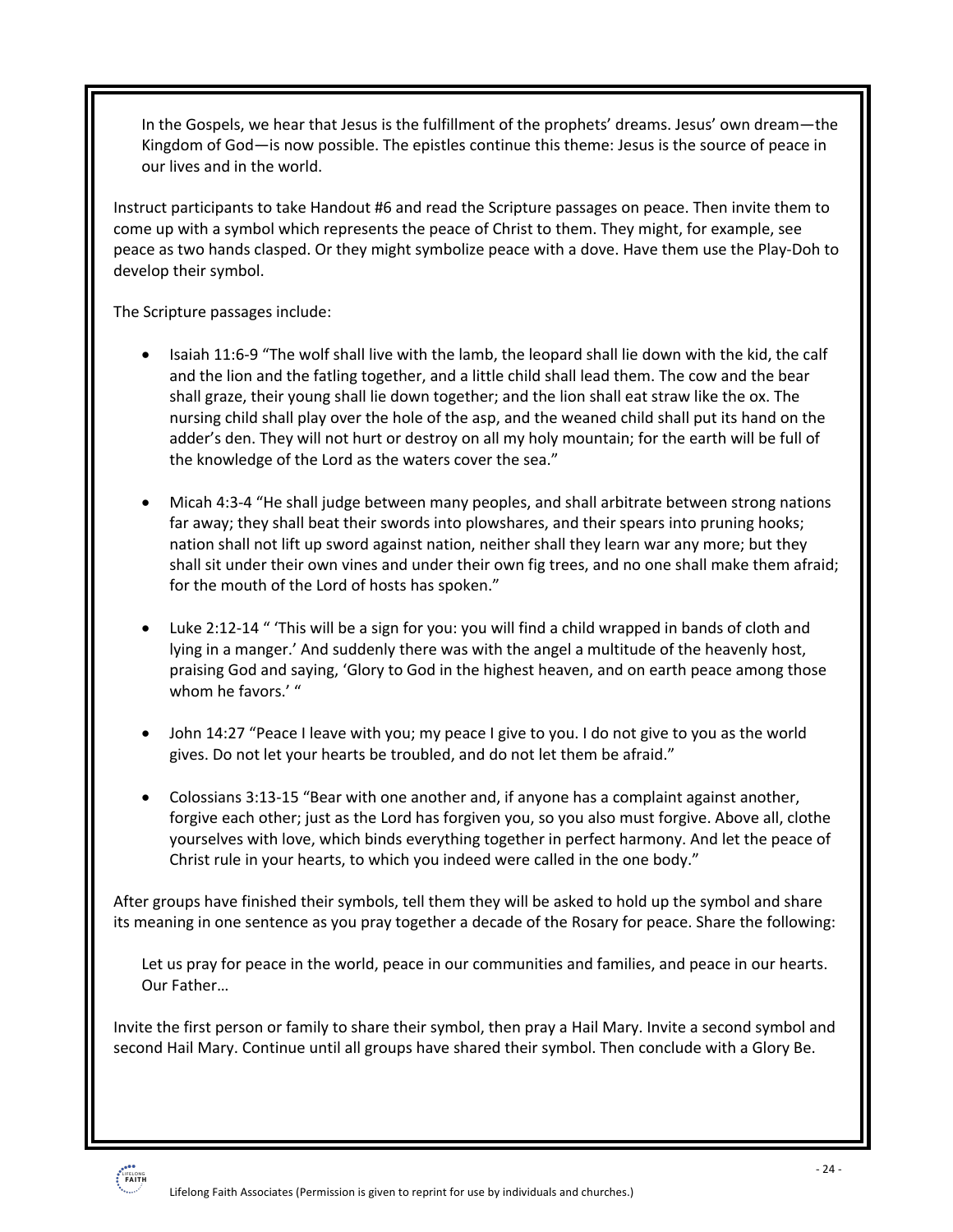> In the Gospels, we hear that Jesus is the fulfillment of the prophets' dreams. Jesus' own dream—the Kingdom of God—is now possible. The epistles continue this theme: Jesus is the source of peace in our lives and in the world.

Instruct participants to take Handout #6 and read the Scripture passages on peace. Then invite them to come up with a symbol which represents the peace of Christ to them. They might, for example, see peace as two hands clasped. Or they might symbolize peace with a dove. Have them use the Play-Doh to develop their symbol.

The Scripture passages include:

- Isaiah 11:6-9 "The wolf shall live with the lamb, the leopard shall lie down with the kid, the calf and the lion and the fatling together, and a little child shall lead them. The cow and the bear shall graze, their young shall lie down together; and the lion shall eat straw like the ox. The nursing child shall play over the hole of the asp, and the weaned child shall put its hand on the adder's den. They will not hurt or destroy on all my holy mountain; for the earth will be full of the knowledge of the Lord as the waters cover the sea."

- Micah 4:3-4 "He shall judge between many peoples, and shall arbitrate between strong nations far away; they shall beat their swords into plowshares, and their spears into pruning hooks; nation shall not lift up sword against nation, neither shall they learn war any more; but they shall sit under their own vines and under their own fig trees, and no one shall make them afraid; for the mouth of the Lord of hosts has spoken."

- Luke 2:12-14 " 'This will be a sign for you: you will find a child wrapped in bands of cloth and lying in a manger.' And suddenly there was with the angel a multitude of the heavenly host, praising God and saying, 'Glory to God in the highest heaven, and on earth peace among those whom he favors.' "

- John 14:27 "Peace I leave with you; my peace I give to you. I do not give to you as the world gives. Do not let your hearts be troubled, and do not let them be afraid."

- Colossians 3:13-15 "Bear with one another and, if anyone has a complaint against another, forgive each other; just as the Lord has forgiven you, so you also must forgive. Above all, clothe yourselves with love, which binds everything together in perfect harmony. And let the peace of Christ rule in your hearts, to which you indeed were called in the one body."

After groups have finished their symbols, tell them they will be asked to hold up the symbol and share its meaning in one sentence as you pray together a decade of the Rosary for peace. Share the following:

> Let us pray for peace in the world, peace in our communities and families, and peace in our hearts. Our Father…

Invite the first person or family to share their symbol, then pray a Hail Mary. Invite a second symbol and second Hail Mary. Continue until all groups have shared their symbol. Then conclude with a Glory Be.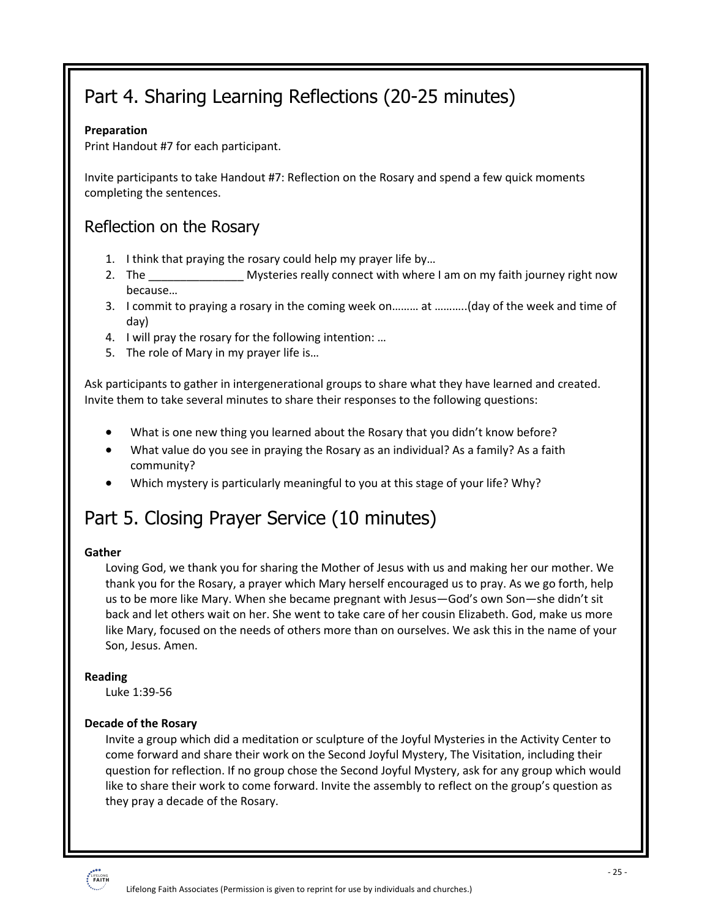# Part 4. Sharing Learning Reflections (20-25 minutes)

**Preparation**
Print Handout #7 for each participant.

Invite participants to take Handout #7: Reflection on the Rosary and spend a few quick moments completing the sentences.

## Reflection on the Rosary

1. I think that praying the rosary could help my prayer life by…
2. The _______________ Mysteries really connect with where I am on my faith journey right now because…
3. I commit to praying a rosary in the coming week on……… at ………..(day of the week and time of day)
4. I will pray the rosary for the following intention: …
5. The role of Mary in my prayer life is…

Ask participants to gather in intergenerational groups to share what they have learned and created. Invite them to take several minutes to share their responses to the following questions:

- What is one new thing you learned about the Rosary that you didn't know before?
- What value do you see in praying the Rosary as an individual? As a family? As a faith community?
- Which mystery is particularly meaningful to you at this stage of your life? Why?

# Part 5. Closing Prayer Service (10 minutes)

**Gather**

Loving God, we thank you for sharing the Mother of Jesus with us and making her our mother. We thank you for the Rosary, a prayer which Mary herself encouraged us to pray. As we go forth, help us to be more like Mary. When she became pregnant with Jesus—God's own Son—she didn't sit back and let others wait on her. She went to take care of her cousin Elizabeth. God, make us more like Mary, focused on the needs of others more than on ourselves. We ask this in the name of your Son, Jesus. Amen.

**Reading**

Luke 1:39-56

**Decade of the Rosary**

Invite a group which did a meditation or sculpture of the Joyful Mysteries in the Activity Center to come forward and share their work on the Second Joyful Mystery, The Visitation, including their question for reflection. If no group chose the Second Joyful Mystery, ask for any group which would like to share their work to come forward. Invite the assembly to reflect on the group's question as they pray a decade of the Rosary.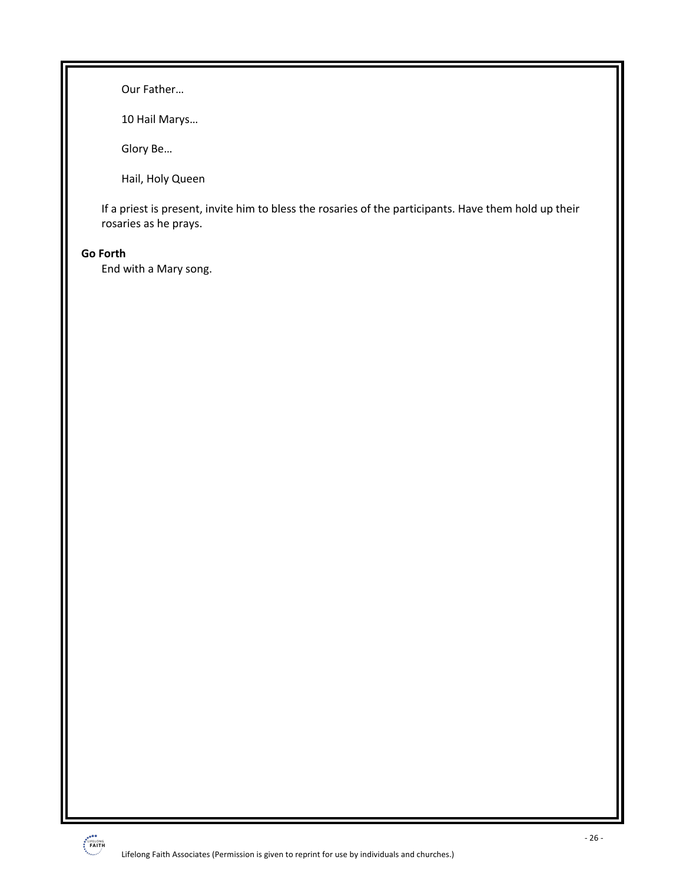Our Father…

10 Hail Marys…

Glory Be…

Hail, Holy Queen

If a priest is present, invite him to bless the rosaries of the participants. Have them hold up their rosaries as he prays.

**Go Forth**

End with a Mary song.